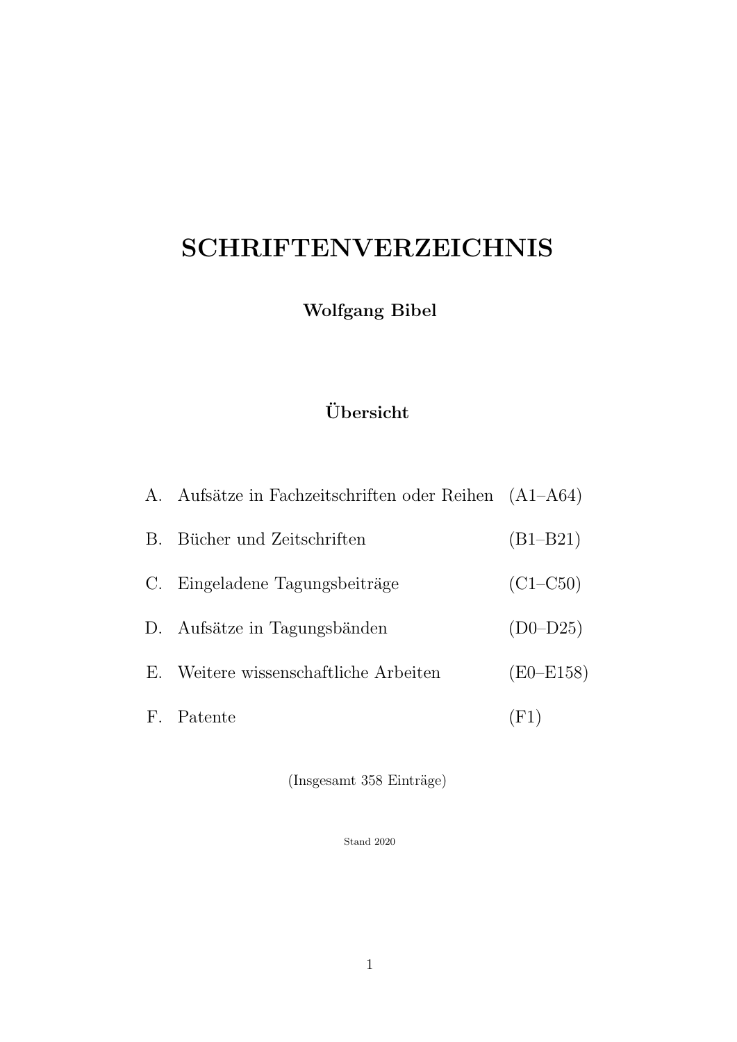# SCHRIFTENVERZEICHNIS

**Wolfgang Bibel**

## Übersicht

| | | |
|---|---|---|
| A. | Aufsätze in Fachzeitschriften oder Reihen | (A1–A64) |
| B. | Bücher und Zeitschriften | (B1–B21) |
| C. | Eingeladene Tagungsbeiträge | (C1–C50) |
| D. | Aufsätze in Tagungsbänden | (D0–D25) |
| E. | Weitere wissenschaftliche Arbeiten | (E0–E158) |
| F. | Patente | (F1) |

(Insgesamt 358 Einträge)

Stand 2020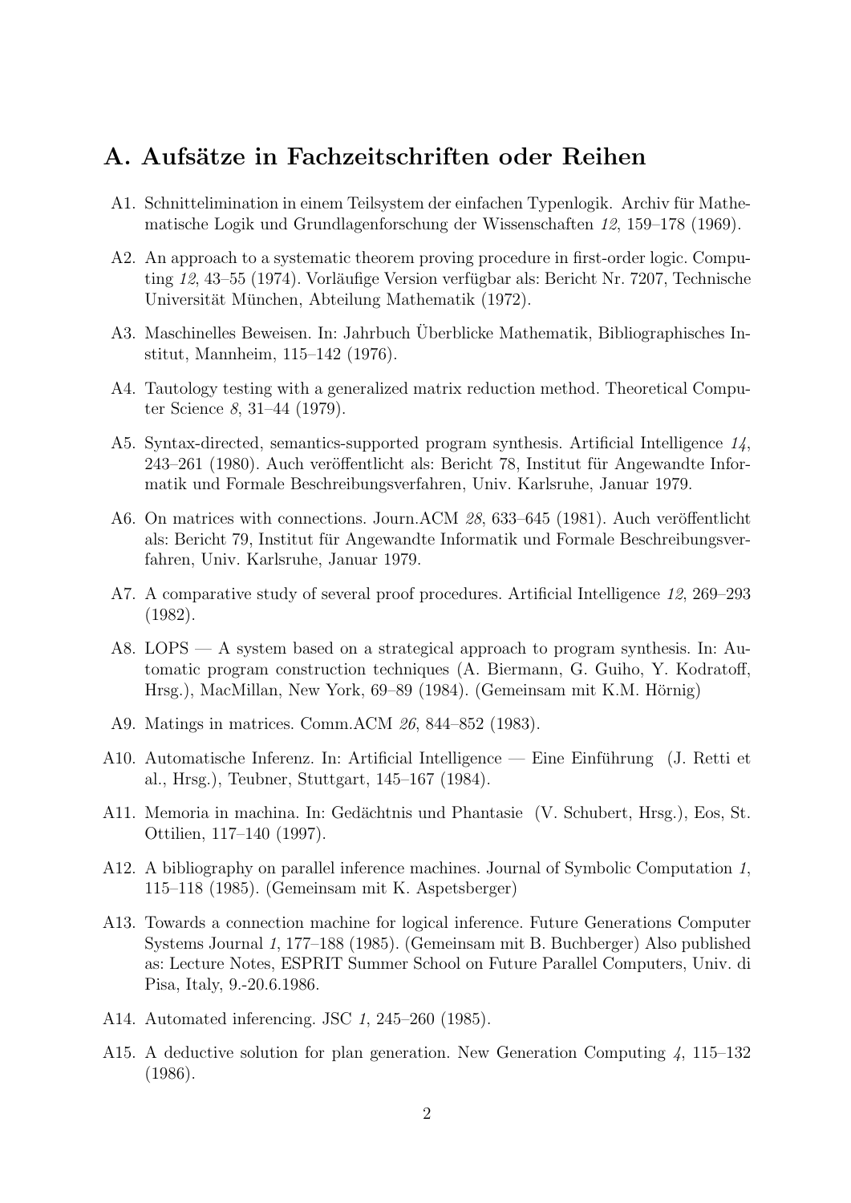## A. Aufsätze in Fachzeitschriften oder Reihen

A1. Schnittelimination in einem Teilsystem der einfachen Typenlogik. Archiv für Mathematische Logik und Grundlagenforschung der Wissenschaften *12*, 159–178 (1969).

A2. An approach to a systematic theorem proving procedure in first-order logic. Computing *12*, 43–55 (1974). Vorläufige Version verfügbar als: Bericht Nr. 7207, Technische Universität München, Abteilung Mathematik (1972).

A3. Maschinelles Beweisen. In: Jahrbuch Überblicke Mathematik, Bibliographisches Institut, Mannheim, 115–142 (1976).

A4. Tautology testing with a generalized matrix reduction method. Theoretical Computer Science *8*, 31–44 (1979).

A5. Syntax-directed, semantics-supported program synthesis. Artificial Intelligence *14*, 243–261 (1980). Auch veröffentlicht als: Bericht 78, Institut für Angewandte Informatik und Formale Beschreibungsverfahren, Univ. Karlsruhe, Januar 1979.

A6. On matrices with connections. Journ.ACM *28*, 633–645 (1981). Auch veröffentlicht als: Bericht 79, Institut für Angewandte Informatik und Formale Beschreibungsverfahren, Univ. Karlsruhe, Januar 1979.

A7. A comparative study of several proof procedures. Artificial Intelligence *12*, 269–293 (1982).

A8. LOPS — A system based on a strategical approach to program synthesis. In: Automatic program construction techniques (A. Biermann, G. Guiho, Y. Kodratoff, Hrsg.), MacMillan, New York, 69–89 (1984). (Gemeinsam mit K.M. Hörnig)

A9. Matings in matrices. Comm.ACM *26*, 844–852 (1983).

A10. Automatische Inferenz. In: Artificial Intelligence — Eine Einführung (J. Retti et al., Hrsg.), Teubner, Stuttgart, 145–167 (1984).

A11. Memoria in machina. In: Gedächtnis und Phantasie (V. Schubert, Hrsg.), Eos, St. Ottilien, 117–140 (1997).

A12. A bibliography on parallel inference machines. Journal of Symbolic Computation *1*, 115–118 (1985). (Gemeinsam mit K. Aspetsberger)

A13. Towards a connection machine for logical inference. Future Generations Computer Systems Journal *1*, 177–188 (1985). (Gemeinsam mit B. Buchberger) Also published as: Lecture Notes, ESPRIT Summer School on Future Parallel Computers, Univ. di Pisa, Italy, 9.-20.6.1986.

A14. Automated inferencing. JSC *1*, 245–260 (1985).

A15. A deductive solution for plan generation. New Generation Computing *4*, 115–132 (1986).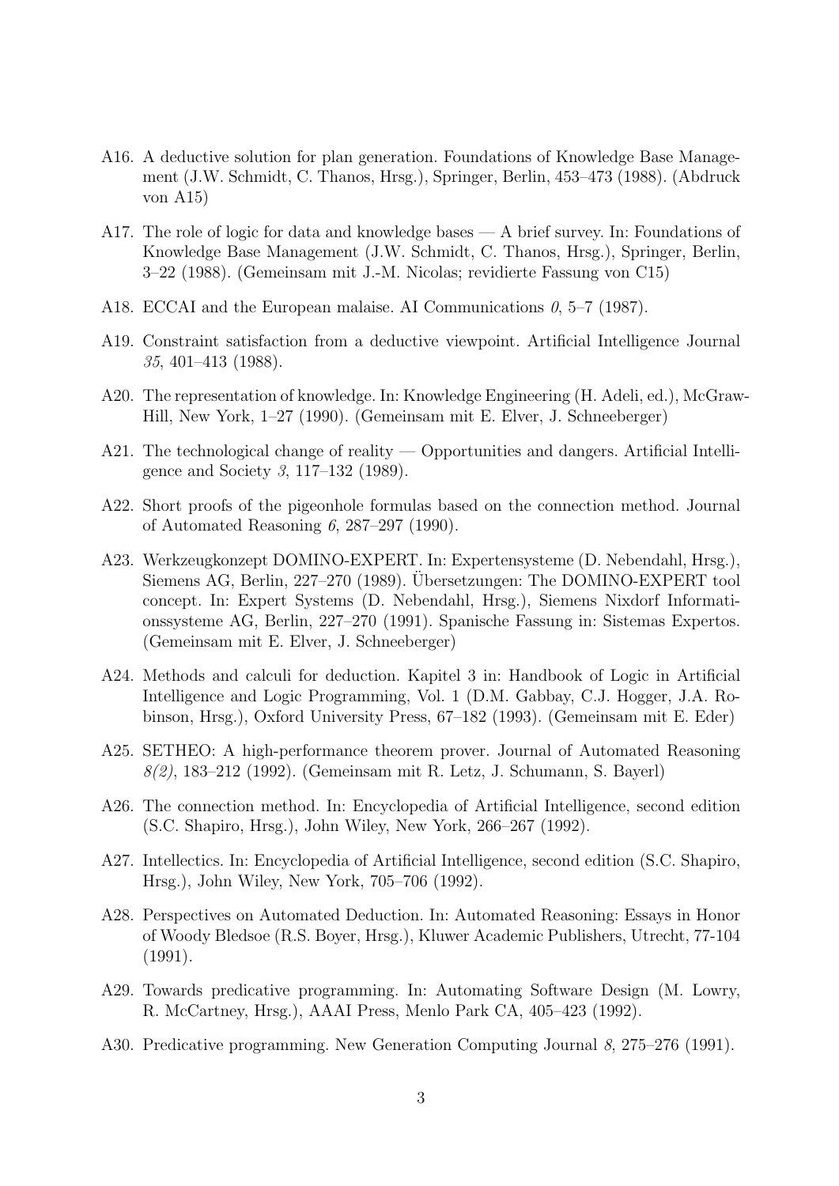A16. A deductive solution for plan generation. Foundations of Knowledge Base Management (J.W. Schmidt, C. Thanos, Hrsg.), Springer, Berlin, 453–473 (1988). (Abdruck von A15)

A17. The role of logic for data and knowledge bases — A brief survey. In: Foundations of Knowledge Base Management (J.W. Schmidt, C. Thanos, Hrsg.), Springer, Berlin, 3–22 (1988). (Gemeinsam mit J.-M. Nicolas; revidierte Fassung von C15)

A18. ECCAI and the European malaise. AI Communications *0*, 5–7 (1987).

A19. Constraint satisfaction from a deductive viewpoint. Artificial Intelligence Journal *35*, 401–413 (1988).

A20. The representation of knowledge. In: Knowledge Engineering (H. Adeli, ed.), McGraw-Hill, New York, 1–27 (1990). (Gemeinsam mit E. Elver, J. Schneeberger)

A21. The technological change of reality — Opportunities and dangers. Artificial Intelligence and Society *3*, 117–132 (1989).

A22. Short proofs of the pigeonhole formulas based on the connection method. Journal of Automated Reasoning *6*, 287–297 (1990).

A23. Werkzeugkonzept DOMINO-EXPERT. In: Expertensysteme (D. Nebendahl, Hrsg.), Siemens AG, Berlin, 227–270 (1989). Übersetzungen: The DOMINO-EXPERT tool concept. In: Expert Systems (D. Nebendahl, Hrsg.), Siemens Nixdorf Informationssysteme AG, Berlin, 227–270 (1991). Spanische Fassung in: Sistemas Expertos. (Gemeinsam mit E. Elver, J. Schneeberger)

A24. Methods and calculi for deduction. Kapitel 3 in: Handbook of Logic in Artificial Intelligence and Logic Programming, Vol. 1 (D.M. Gabbay, C.J. Hogger, J.A. Robinson, Hrsg.), Oxford University Press, 67–182 (1993). (Gemeinsam mit E. Eder)

A25. SETHEO: A high-performance theorem prover. Journal of Automated Reasoning *8(2)*, 183–212 (1992). (Gemeinsam mit R. Letz, J. Schumann, S. Bayerl)

A26. The connection method. In: Encyclopedia of Artificial Intelligence, second edition (S.C. Shapiro, Hrsg.), John Wiley, New York, 266–267 (1992).

A27. Intellectics. In: Encyclopedia of Artificial Intelligence, second edition (S.C. Shapiro, Hrsg.), John Wiley, New York, 705–706 (1992).

A28. Perspectives on Automated Deduction. In: Automated Reasoning: Essays in Honor of Woody Bledsoe (R.S. Boyer, Hrsg.), Kluwer Academic Publishers, Utrecht, 77-104 (1991).

A29. Towards predicative programming. In: Automating Software Design (M. Lowry, R. McCartney, Hrsg.), AAAI Press, Menlo Park CA, 405–423 (1992).

A30. Predicative programming. New Generation Computing Journal *8*, 275–276 (1991).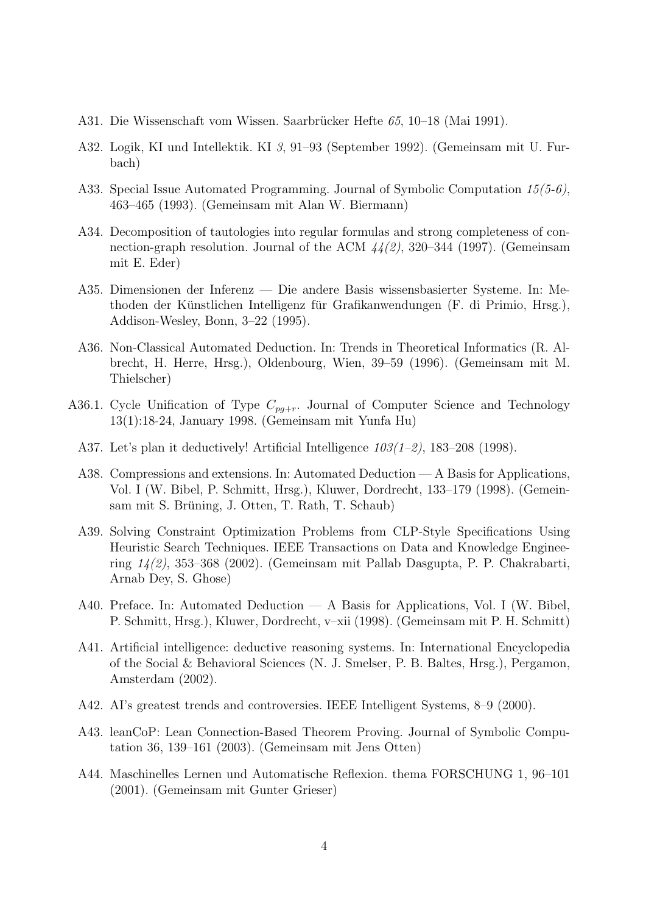A31. Die Wissenschaft vom Wissen. Saarbrücker Hefte *65*, 10–18 (Mai 1991).

A32. Logik, KI und Intellektik. KI *3*, 91–93 (September 1992). (Gemeinsam mit U. Furbach)

A33. Special Issue Automated Programming. Journal of Symbolic Computation *15(5-6)*, 463–465 (1993). (Gemeinsam mit Alan W. Biermann)

A34. Decomposition of tautologies into regular formulas and strong completeness of connection-graph resolution. Journal of the ACM *44(2)*, 320–344 (1997). (Gemeinsam mit E. Eder)

A35. Dimensionen der Inferenz — Die andere Basis wissensbasierter Systeme. In: Methoden der Künstlichen Intelligenz für Grafikanwendungen (F. di Primio, Hrsg.), Addison-Wesley, Bonn, 3–22 (1995).

A36. Non-Classical Automated Deduction. In: Trends in Theoretical Informatics (R. Albrecht, H. Herre, Hrsg.), Oldenbourg, Wien, 39–59 (1996). (Gemeinsam mit M. Thielscher)

A36.1. Cycle Unification of Type $C_{pg+r}$. Journal of Computer Science and Technology 13(1):18-24, January 1998. (Gemeinsam mit Yunfa Hu)

A37. Let's plan it deductively! Artificial Intelligence *103(1–2)*, 183–208 (1998).

A38. Compressions and extensions. In: Automated Deduction — A Basis for Applications, Vol. I (W. Bibel, P. Schmitt, Hrsg.), Kluwer, Dordrecht, 133–179 (1998). (Gemeinsam mit S. Brüning, J. Otten, T. Rath, T. Schaub)

A39. Solving Constraint Optimization Problems from CLP-Style Specifications Using Heuristic Search Techniques. IEEE Transactions on Data and Knowledge Engineering *14(2)*, 353–368 (2002). (Gemeinsam mit Pallab Dasgupta, P. P. Chakrabarti, Arnab Dey, S. Ghose)

A40. Preface. In: Automated Deduction — A Basis for Applications, Vol. I (W. Bibel, P. Schmitt, Hrsg.), Kluwer, Dordrecht, v–xii (1998). (Gemeinsam mit P. H. Schmitt)

A41. Artificial intelligence: deductive reasoning systems. In: International Encyclopedia of the Social & Behavioral Sciences (N. J. Smelser, P. B. Baltes, Hrsg.), Pergamon, Amsterdam (2002).

A42. AI's greatest trends and controversies. IEEE Intelligent Systems, 8–9 (2000).

A43. leanCoP: Lean Connection-Based Theorem Proving. Journal of Symbolic Computation 36, 139–161 (2003). (Gemeinsam mit Jens Otten)

A44. Maschinelles Lernen und Automatische Reflexion. thema FORSCHUNG 1, 96–101 (2001). (Gemeinsam mit Gunter Grieser)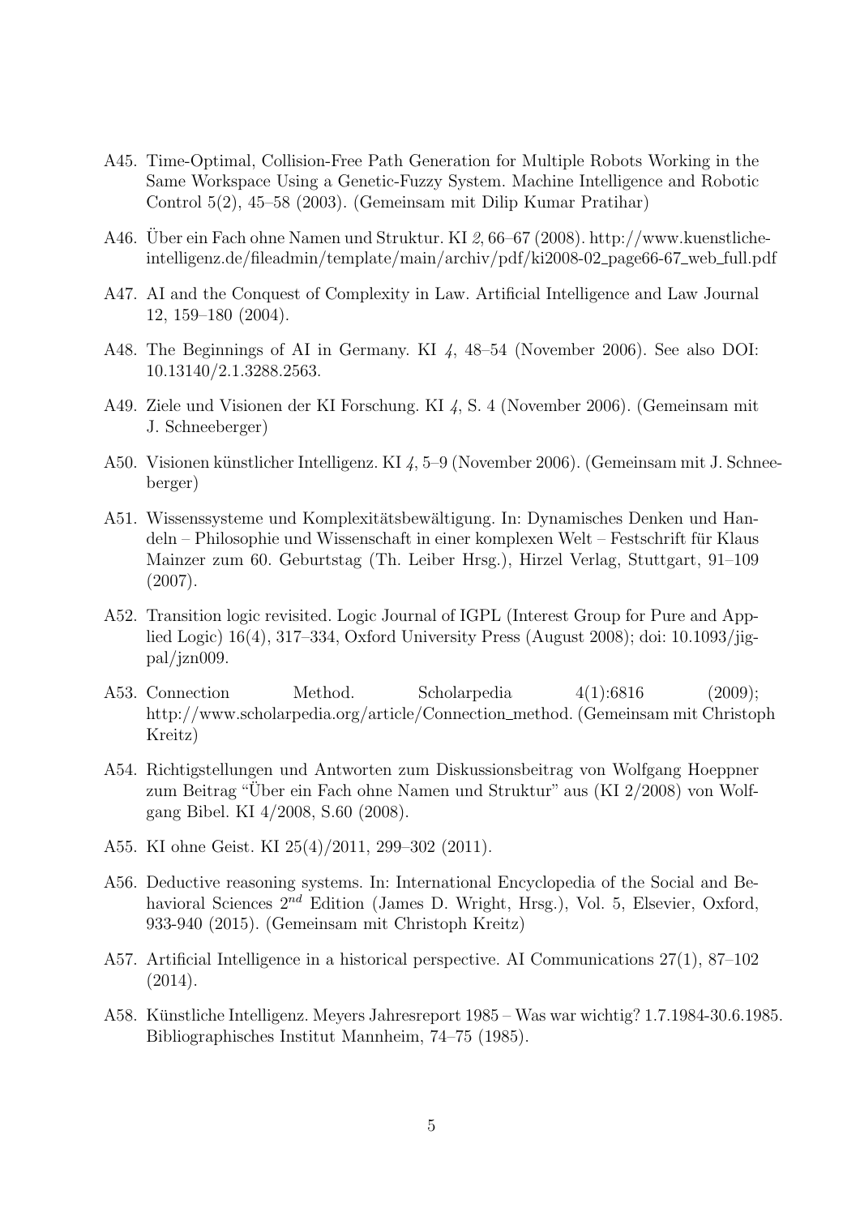A45. Time-Optimal, Collision-Free Path Generation for Multiple Robots Working in the Same Workspace Using a Genetic-Fuzzy System. Machine Intelligence and Robotic Control 5(2), 45–58 (2003). (Gemeinsam mit Dilip Kumar Pratihar)

A46. Über ein Fach ohne Namen und Struktur. KI *2*, 66–67 (2008). http://www.kuenstliche-intelligenz.de/fileadmin/template/main/archiv/pdf/ki2008-02_page66-67_web_full.pdf

A47. AI and the Conquest of Complexity in Law. Artificial Intelligence and Law Journal 12, 159–180 (2004).

A48. The Beginnings of AI in Germany. KI *4*, 48–54 (November 2006). See also DOI: 10.13140/2.1.3288.2563.

A49. Ziele und Visionen der KI Forschung. KI *4*, S. 4 (November 2006). (Gemeinsam mit J. Schneeberger)

A50. Visionen künstlicher Intelligenz. KI *4*, 5–9 (November 2006). (Gemeinsam mit J. Schneeberger)

A51. Wissenssysteme und Komplexitätsbewältigung. In: Dynamisches Denken und Handeln – Philosophie und Wissenschaft in einer komplexen Welt – Festschrift für Klaus Mainzer zum 60. Geburtstag (Th. Leiber Hrsg.), Hirzel Verlag, Stuttgart, 91–109 (2007).

A52. Transition logic revisited. Logic Journal of IGPL (Interest Group for Pure and Applied Logic) 16(4), 317–334, Oxford University Press (August 2008); doi: 10.1093/jigpal/jzn009.

A53. Connection Method. Scholarpedia 4(1):6816 (2009); http://www.scholarpedia.org/article/Connection_method. (Gemeinsam mit Christoph Kreitz)

A54. Richtigstellungen und Antworten zum Diskussionsbeitrag von Wolfgang Hoeppner zum Beitrag "Über ein Fach ohne Namen und Struktur" aus (KI 2/2008) von Wolfgang Bibel. KI 4/2008, S.60 (2008).

A55. KI ohne Geist. KI 25(4)/2011, 299–302 (2011).

A56. Deductive reasoning systems. In: International Encyclopedia of the Social and Behavioral Sciences $2^{nd}$ Edition (James D. Wright, Hrsg.), Vol. 5, Elsevier, Oxford, 933-940 (2015). (Gemeinsam mit Christoph Kreitz)

A57. Artificial Intelligence in a historical perspective. AI Communications 27(1), 87–102 (2014).

A58. Künstliche Intelligenz. Meyers Jahresreport 1985 – Was war wichtig? 1.7.1984-30.6.1985. Bibliographisches Institut Mannheim, 74–75 (1985).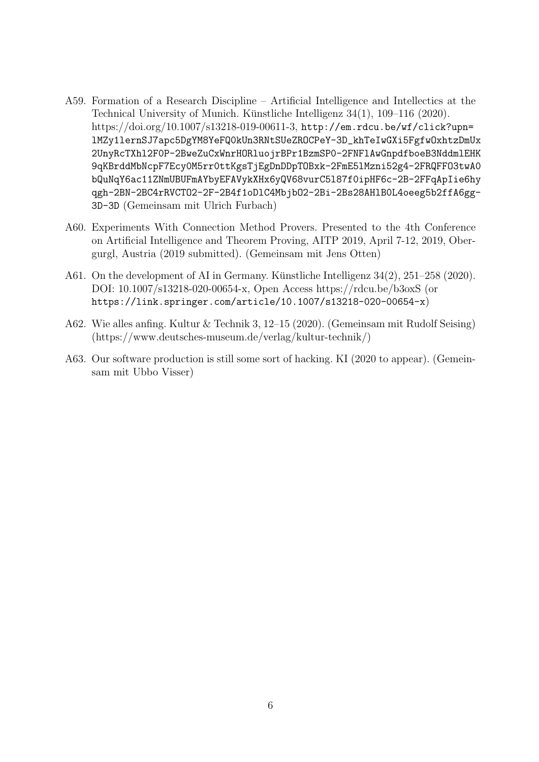A59. Formation of a Research Discipline – Artificial Intelligence and Intellectics at the Technical University of Munich. Künstliche Intelligenz 34(1), 109–116 (2020). https://doi.org/10.1007/s13218-019-00611-3, http://em.rdcu.be/wf/click?upn=lMZy1lernSJ7apc5DgYM8YeFQ0kUn3RNtSUeZROCPeY-3D_khTeIwGXi5FgfwOxhtzDmUx2UnyRcTXhl2F0P-2BweZuCxWnrHORluojrBPr1BzmSP0-2FNFlAwGnpdfboeB3NddmlEHK9qKBrddMbNcpF7EcyOM5rr0ttKgsTjEgDnDDpTOBxk-2FmE5lMzni52g4-2FRQFFO3twA0bQuNqY6ac11ZNmUBUFmAYbyEFAVykXHx6yQV68vurC5l87f0ipHF6c-2B-2FFqApIie6hyqgh-2BN-2BC4rRVCTO2-2F-2B4f1oDlC4MbjbO2-2Bi-2Bs28AHlB0L4oeeg5b2ffA6gg-3D-3D (Gemeinsam mit Ulrich Furbach)

A60. Experiments With Connection Method Provers. Presented to the 4th Conference on Artificial Intelligence and Theorem Proving, AITP 2019, April 7-12, 2019, Obergurgl, Austria (2019 submitted). (Gemeinsam mit Jens Otten)

A61. On the development of AI in Germany. Künstliche Intelligenz 34(2), 251–258 (2020). DOI: 10.1007/s13218-020-00654-x, Open Access https://rdcu.be/b3oxS (or https://link.springer.com/article/10.1007/s13218-020-00654-x)

A62. Wie alles anfing. Kultur & Technik 3, 12–15 (2020). (Gemeinsam mit Rudolf Seising) (https://www.deutsches-museum.de/verlag/kultur-technik/)

A63. Our software production is still some sort of hacking. KI (2020 to appear). (Gemeinsam mit Ubbo Visser)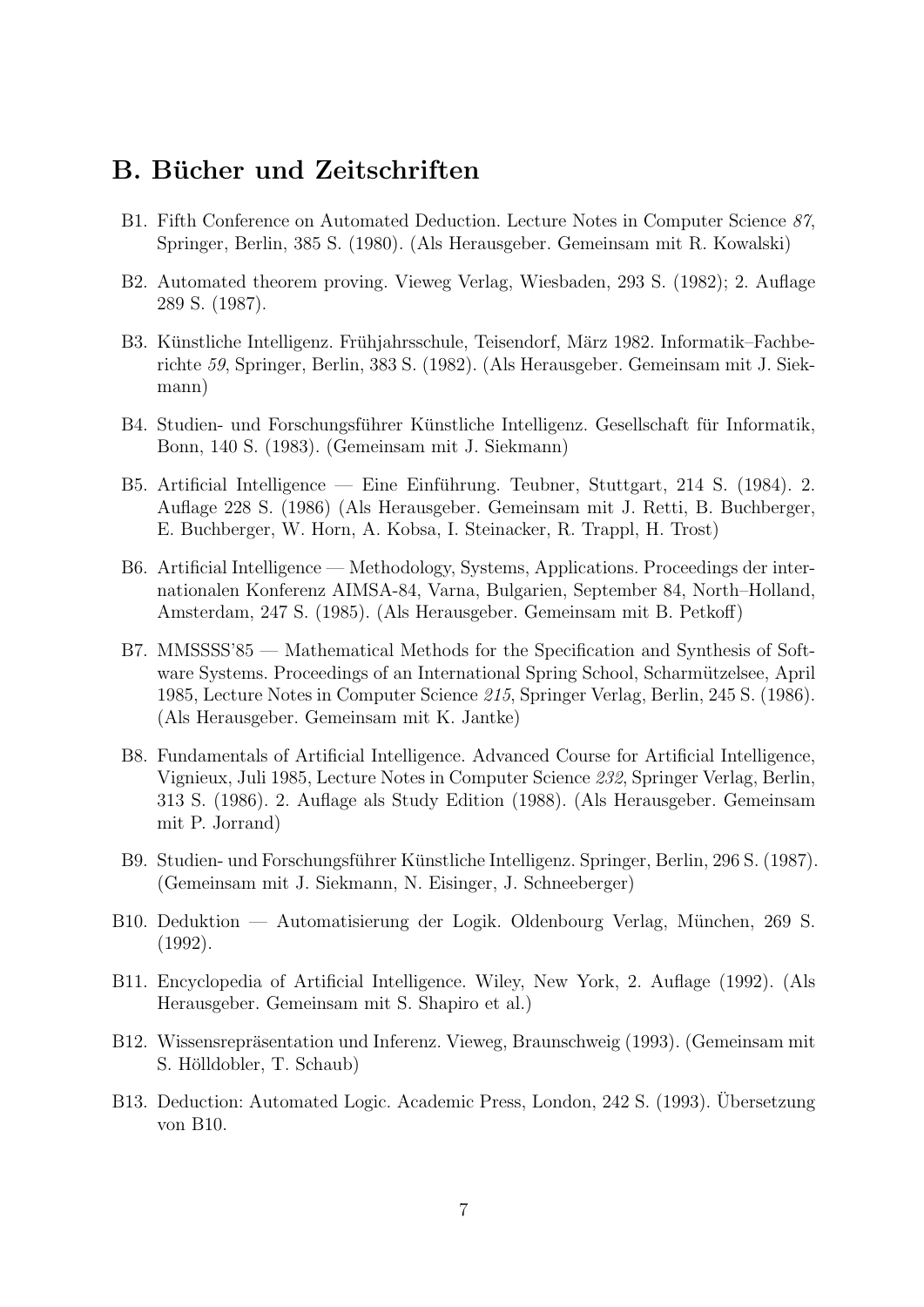## B. Bücher und Zeitschriften

- B1. Fifth Conference on Automated Deduction. Lecture Notes in Computer Science *87*, Springer, Berlin, 385 S. (1980). (Als Herausgeber. Gemeinsam mit R. Kowalski)
- B2. Automated theorem proving. Vieweg Verlag, Wiesbaden, 293 S. (1982); 2. Auflage 289 S. (1987).
- B3. Künstliche Intelligenz. Frühjahrsschule, Teisendorf, März 1982. Informatik–Fachberichte *59*, Springer, Berlin, 383 S. (1982). (Als Herausgeber. Gemeinsam mit J. Siekmann)
- B4. Studien- und Forschungsführer Künstliche Intelligenz. Gesellschaft für Informatik, Bonn, 140 S. (1983). (Gemeinsam mit J. Siekmann)
- B5. Artificial Intelligence — Eine Einführung. Teubner, Stuttgart, 214 S. (1984). 2. Auflage 228 S. (1986) (Als Herausgeber. Gemeinsam mit J. Retti, B. Buchberger, E. Buchberger, W. Horn, A. Kobsa, I. Steinacker, R. Trappl, H. Trost)
- B6. Artificial Intelligence — Methodology, Systems, Applications. Proceedings der internationalen Konferenz AIMSA-84, Varna, Bulgarien, September 84, North–Holland, Amsterdam, 247 S. (1985). (Als Herausgeber. Gemeinsam mit B. Petkoff)
- B7. MMSSSS'85 — Mathematical Methods for the Specification and Synthesis of Software Systems. Proceedings of an International Spring School, Scharmützelsee, April 1985, Lecture Notes in Computer Science *215*, Springer Verlag, Berlin, 245 S. (1986). (Als Herausgeber. Gemeinsam mit K. Jantke)
- B8. Fundamentals of Artificial Intelligence. Advanced Course for Artificial Intelligence, Vignieux, Juli 1985, Lecture Notes in Computer Science *232*, Springer Verlag, Berlin, 313 S. (1986). 2. Auflage als Study Edition (1988). (Als Herausgeber. Gemeinsam mit P. Jorrand)
- B9. Studien- und Forschungsführer Künstliche Intelligenz. Springer, Berlin, 296 S. (1987). (Gemeinsam mit J. Siekmann, N. Eisinger, J. Schneeberger)
- B10. Deduktion — Automatisierung der Logik. Oldenbourg Verlag, München, 269 S. (1992).
- B11. Encyclopedia of Artificial Intelligence. Wiley, New York, 2. Auflage (1992). (Als Herausgeber. Gemeinsam mit S. Shapiro et al.)
- B12. Wissensrepräsentation und Inferenz. Vieweg, Braunschweig (1993). (Gemeinsam mit S. Hölldobler, T. Schaub)
- B13. Deduction: Automated Logic. Academic Press, London, 242 S. (1993). Übersetzung von B10.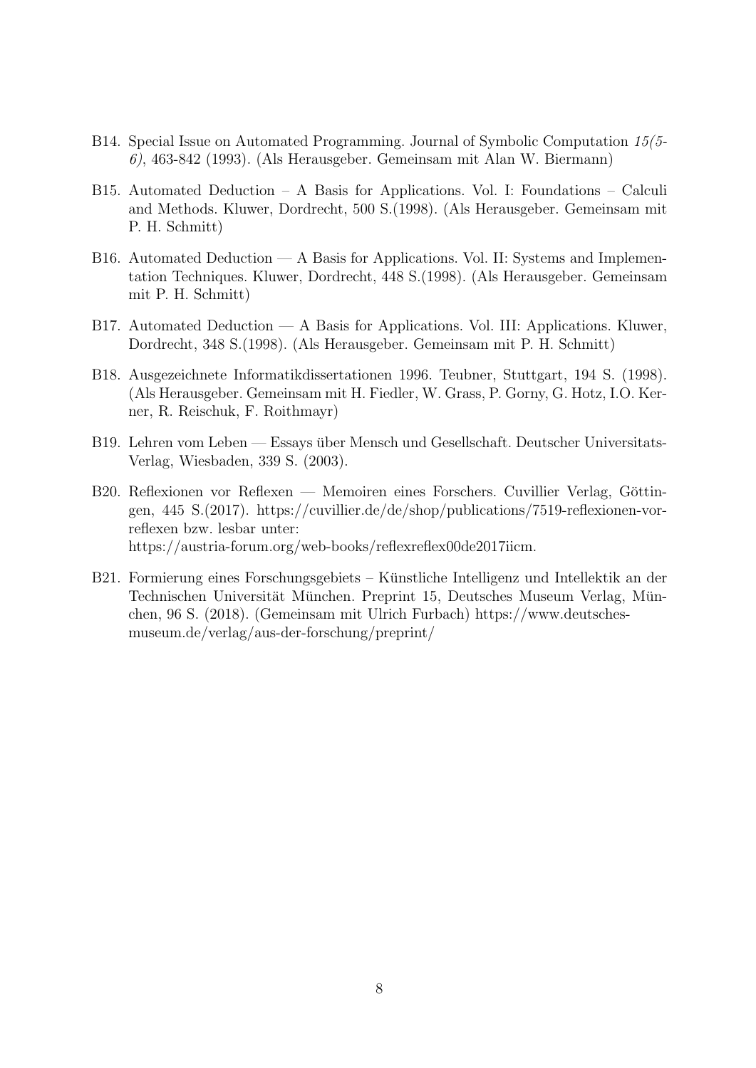B14. Special Issue on Automated Programming. Journal of Symbolic Computation *15(5-6)*, 463-842 (1993). (Als Herausgeber. Gemeinsam mit Alan W. Biermann)

B15. Automated Deduction – A Basis for Applications. Vol. I: Foundations – Calculi and Methods. Kluwer, Dordrecht, 500 S.(1998). (Als Herausgeber. Gemeinsam mit P. H. Schmitt)

B16. Automated Deduction — A Basis for Applications. Vol. II: Systems and Implementation Techniques. Kluwer, Dordrecht, 448 S.(1998). (Als Herausgeber. Gemeinsam mit P. H. Schmitt)

B17. Automated Deduction — A Basis for Applications. Vol. III: Applications. Kluwer, Dordrecht, 348 S.(1998). (Als Herausgeber. Gemeinsam mit P. H. Schmitt)

B18. Ausgezeichnete Informatikdissertationen 1996. Teubner, Stuttgart, 194 S. (1998). (Als Herausgeber. Gemeinsam mit H. Fiedler, W. Grass, P. Gorny, G. Hotz, I.O. Kerner, R. Reischuk, F. Roithmayr)

B19. Lehren vom Leben — Essays über Mensch und Gesellschaft. Deutscher Universitats-Verlag, Wiesbaden, 339 S. (2003).

B20. Reflexionen vor Reflexen — Memoiren eines Forschers. Cuvillier Verlag, Göttingen, 445 S.(2017). https://cuvillier.de/de/shop/publications/7519-reflexionen-vor-reflexen bzw. lesbar unter: https://austria-forum.org/web-books/reflexreflex00de2017iicm.

B21. Formierung eines Forschungsgebiets – Künstliche Intelligenz und Intellektik an der Technischen Universität München. Preprint 15, Deutsches Museum Verlag, München, 96 S. (2018). (Gemeinsam mit Ulrich Furbach) https://www.deutsches-museum.de/verlag/aus-der-forschung/preprint/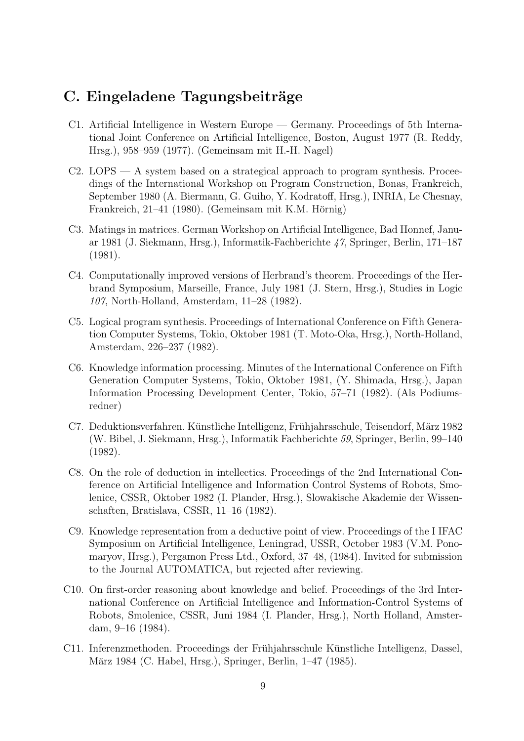## C. Eingeladene Tagungsbeiträge

C1. Artificial Intelligence in Western Europe — Germany. Proceedings of 5th International Joint Conference on Artificial Intelligence, Boston, August 1977 (R. Reddy, Hrsg.), 958–959 (1977). (Gemeinsam mit H.-H. Nagel)

C2. LOPS — A system based on a strategical approach to program synthesis. Proceedings of the International Workshop on Program Construction, Bonas, Frankreich, September 1980 (A. Biermann, G. Guiho, Y. Kodratoff, Hrsg.), INRIA, Le Chesnay, Frankreich, 21–41 (1980). (Gemeinsam mit K.M. Hörnig)

C3. Matings in matrices. German Workshop on Artificial Intelligence, Bad Honnef, Januar 1981 (J. Siekmann, Hrsg.), Informatik-Fachberichte *47*, Springer, Berlin, 171–187 (1981).

C4. Computationally improved versions of Herbrand's theorem. Proceedings of the Herbrand Symposium, Marseille, France, July 1981 (J. Stern, Hrsg.), Studies in Logic *107*, North-Holland, Amsterdam, 11–28 (1982).

C5. Logical program synthesis. Proceedings of International Conference on Fifth Generation Computer Systems, Tokio, Oktober 1981 (T. Moto-Oka, Hrsg.), North-Holland, Amsterdam, 226–237 (1982).

C6. Knowledge information processing. Minutes of the International Conference on Fifth Generation Computer Systems, Tokio, Oktober 1981, (Y. Shimada, Hrsg.), Japan Information Processing Development Center, Tokio, 57–71 (1982). (Als Podiumsredner)

C7. Deduktionsverfahren. Künstliche Intelligenz, Frühjahrsschule, Teisendorf, März 1982 (W. Bibel, J. Siekmann, Hrsg.), Informatik Fachberichte *59*, Springer, Berlin, 99–140 (1982).

C8. On the role of deduction in intellectics. Proceedings of the 2nd International Conference on Artificial Intelligence and Information Control Systems of Robots, Smolenice, CSSR, Oktober 1982 (I. Plander, Hrsg.), Slowakische Akademie der Wissenschaften, Bratislava, CSSR, 11–16 (1982).

C9. Knowledge representation from a deductive point of view. Proceedings of the I IFAC Symposium on Artificial Intelligence, Leningrad, USSR, October 1983 (V.M. Ponomaryov, Hrsg.), Pergamon Press Ltd., Oxford, 37–48, (1984). Invited for submission to the Journal AUTOMATICA, but rejected after reviewing.

C10. On first-order reasoning about knowledge and belief. Proceedings of the 3rd International Conference on Artificial Intelligence and Information-Control Systems of Robots, Smolenice, CSSR, Juni 1984 (I. Plander, Hrsg.), North Holland, Amsterdam, 9–16 (1984).

C11. Inferenzmethoden. Proceedings der Frühjahrsschule Künstliche Intelligenz, Dassel, März 1984 (C. Habel, Hrsg.), Springer, Berlin, 1–47 (1985).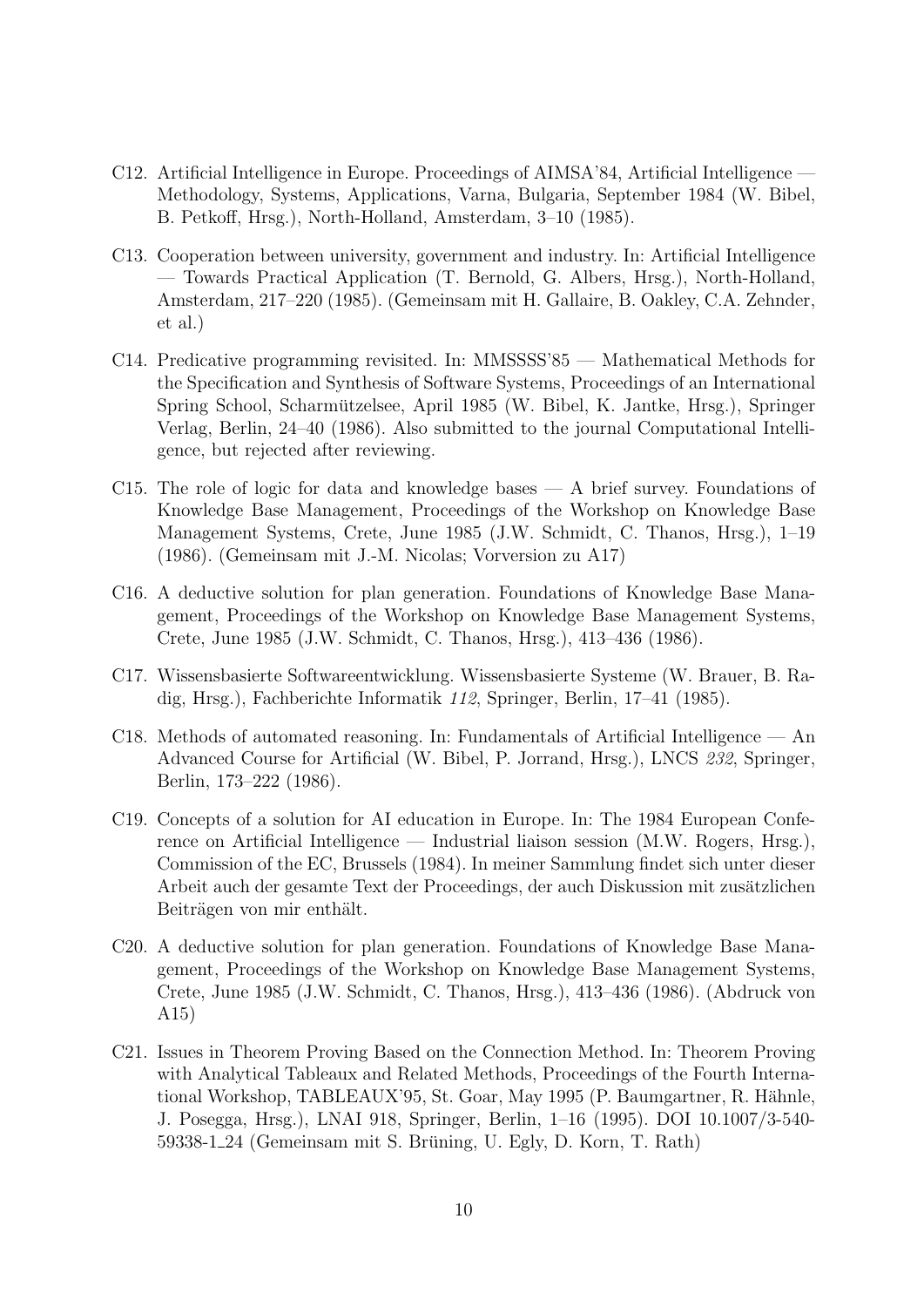C12. Artificial Intelligence in Europe. Proceedings of AIMSA'84, Artificial Intelligence — Methodology, Systems, Applications, Varna, Bulgaria, September 1984 (W. Bibel, B. Petkoff, Hrsg.), North-Holland, Amsterdam, 3–10 (1985).

C13. Cooperation between university, government and industry. In: Artificial Intelligence — Towards Practical Application (T. Bernold, G. Albers, Hrsg.), North-Holland, Amsterdam, 217–220 (1985). (Gemeinsam mit H. Gallaire, B. Oakley, C.A. Zehnder, et al.)

C14. Predicative programming revisited. In: MMSSSS'85 — Mathematical Methods for the Specification and Synthesis of Software Systems, Proceedings of an International Spring School, Scharmützelsee, April 1985 (W. Bibel, K. Jantke, Hrsg.), Springer Verlag, Berlin, 24–40 (1986). Also submitted to the journal Computational Intelligence, but rejected after reviewing.

C15. The role of logic for data and knowledge bases — A brief survey. Foundations of Knowledge Base Management, Proceedings of the Workshop on Knowledge Base Management Systems, Crete, June 1985 (J.W. Schmidt, C. Thanos, Hrsg.), 1–19 (1986). (Gemeinsam mit J.-M. Nicolas; Vorversion zu A17)

C16. A deductive solution for plan generation. Foundations of Knowledge Base Management, Proceedings of the Workshop on Knowledge Base Management Systems, Crete, June 1985 (J.W. Schmidt, C. Thanos, Hrsg.), 413–436 (1986).

C17. Wissensbasierte Softwareentwicklung. Wissensbasierte Systeme (W. Brauer, B. Radig, Hrsg.), Fachberichte Informatik *112*, Springer, Berlin, 17–41 (1985).

C18. Methods of automated reasoning. In: Fundamentals of Artificial Intelligence — An Advanced Course for Artificial (W. Bibel, P. Jorrand, Hrsg.), LNCS *232*, Springer, Berlin, 173–222 (1986).

C19. Concepts of a solution for AI education in Europe. In: The 1984 European Conference on Artificial Intelligence — Industrial liaison session (M.W. Rogers, Hrsg.), Commission of the EC, Brussels (1984). In meiner Sammlung findet sich unter dieser Arbeit auch der gesamte Text der Proceedings, der auch Diskussion mit zusätzlichen Beiträgen von mir enthält.

C20. A deductive solution for plan generation. Foundations of Knowledge Base Management, Proceedings of the Workshop on Knowledge Base Management Systems, Crete, June 1985 (J.W. Schmidt, C. Thanos, Hrsg.), 413–436 (1986). (Abdruck von A15)

C21. Issues in Theorem Proving Based on the Connection Method. In: Theorem Proving with Analytical Tableaux and Related Methods, Proceedings of the Fourth International Workshop, TABLEAUX'95, St. Goar, May 1995 (P. Baumgartner, R. Hähnle, J. Posegga, Hrsg.), LNAI 918, Springer, Berlin, 1–16 (1995). DOI 10.1007/3-540-59338-1_24 (Gemeinsam mit S. Brüning, U. Egly, D. Korn, T. Rath)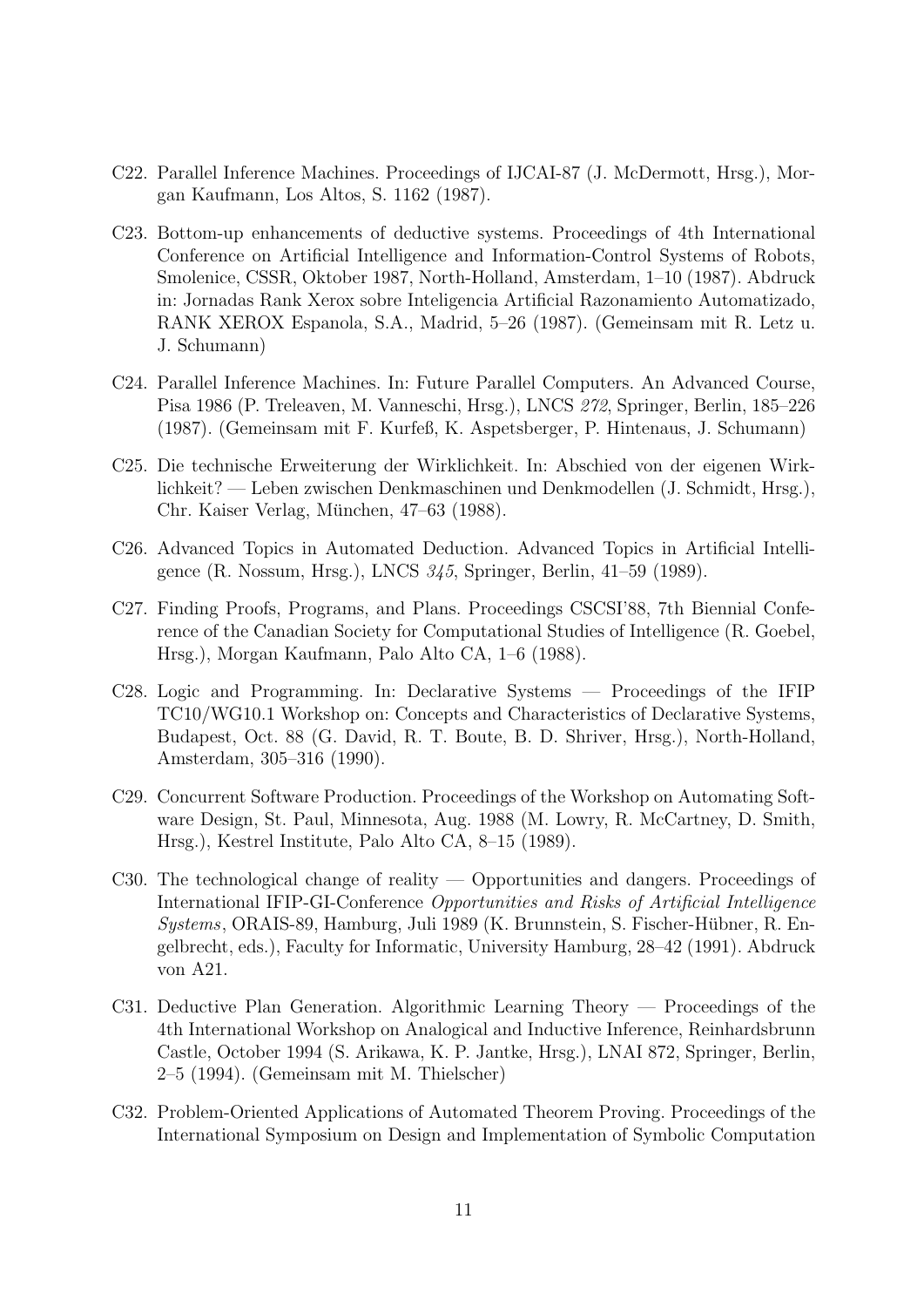C22. Parallel Inference Machines. Proceedings of IJCAI-87 (J. McDermott, Hrsg.), Morgan Kaufmann, Los Altos, S. 1162 (1987).

C23. Bottom-up enhancements of deductive systems. Proceedings of 4th International Conference on Artificial Intelligence and Information-Control Systems of Robots, Smolenice, CSSR, Oktober 1987, North-Holland, Amsterdam, 1–10 (1987). Abdruck in: Jornadas Rank Xerox sobre Inteligencia Artificial Razonamiento Automatizado, RANK XEROX Espanola, S.A., Madrid, 5–26 (1987). (Gemeinsam mit R. Letz u. J. Schumann)

C24. Parallel Inference Machines. In: Future Parallel Computers. An Advanced Course, Pisa 1986 (P. Treleaven, M. Vanneschi, Hrsg.), LNCS *272*, Springer, Berlin, 185–226 (1987). (Gemeinsam mit F. Kurfeß, K. Aspetsberger, P. Hintenaus, J. Schumann)

C25. Die technische Erweiterung der Wirklichkeit. In: Abschied von der eigenen Wirklichkeit? — Leben zwischen Denkmaschinen und Denkmodellen (J. Schmidt, Hrsg.), Chr. Kaiser Verlag, München, 47–63 (1988).

C26. Advanced Topics in Automated Deduction. Advanced Topics in Artificial Intelligence (R. Nossum, Hrsg.), LNCS *345*, Springer, Berlin, 41–59 (1989).

C27. Finding Proofs, Programs, and Plans. Proceedings CSCSI'88, 7th Biennial Conference of the Canadian Society for Computational Studies of Intelligence (R. Goebel, Hrsg.), Morgan Kaufmann, Palo Alto CA, 1–6 (1988).

C28. Logic and Programming. In: Declarative Systems — Proceedings of the IFIP TC10/WG10.1 Workshop on: Concepts and Characteristics of Declarative Systems, Budapest, Oct. 88 (G. David, R. T. Boute, B. D. Shriver, Hrsg.), North-Holland, Amsterdam, 305–316 (1990).

C29. Concurrent Software Production. Proceedings of the Workshop on Automating Software Design, St. Paul, Minnesota, Aug. 1988 (M. Lowry, R. McCartney, D. Smith, Hrsg.), Kestrel Institute, Palo Alto CA, 8–15 (1989).

C30. The technological change of reality — Opportunities and dangers. Proceedings of International IFIP-GI-Conference *Opportunities and Risks of Artificial Intelligence Systems*, ORAIS-89, Hamburg, Juli 1989 (K. Brunnstein, S. Fischer-Hübner, R. Engelbrecht, eds.), Faculty for Informatic, University Hamburg, 28–42 (1991). Abdruck von A21.

C31. Deductive Plan Generation. Algorithmic Learning Theory — Proceedings of the 4th International Workshop on Analogical and Inductive Inference, Reinhardsbrunn Castle, October 1994 (S. Arikawa, K. P. Jantke, Hrsg.), LNAI 872, Springer, Berlin, 2–5 (1994). (Gemeinsam mit M. Thielscher)

C32. Problem-Oriented Applications of Automated Theorem Proving. Proceedings of the International Symposium on Design and Implementation of Symbolic Computation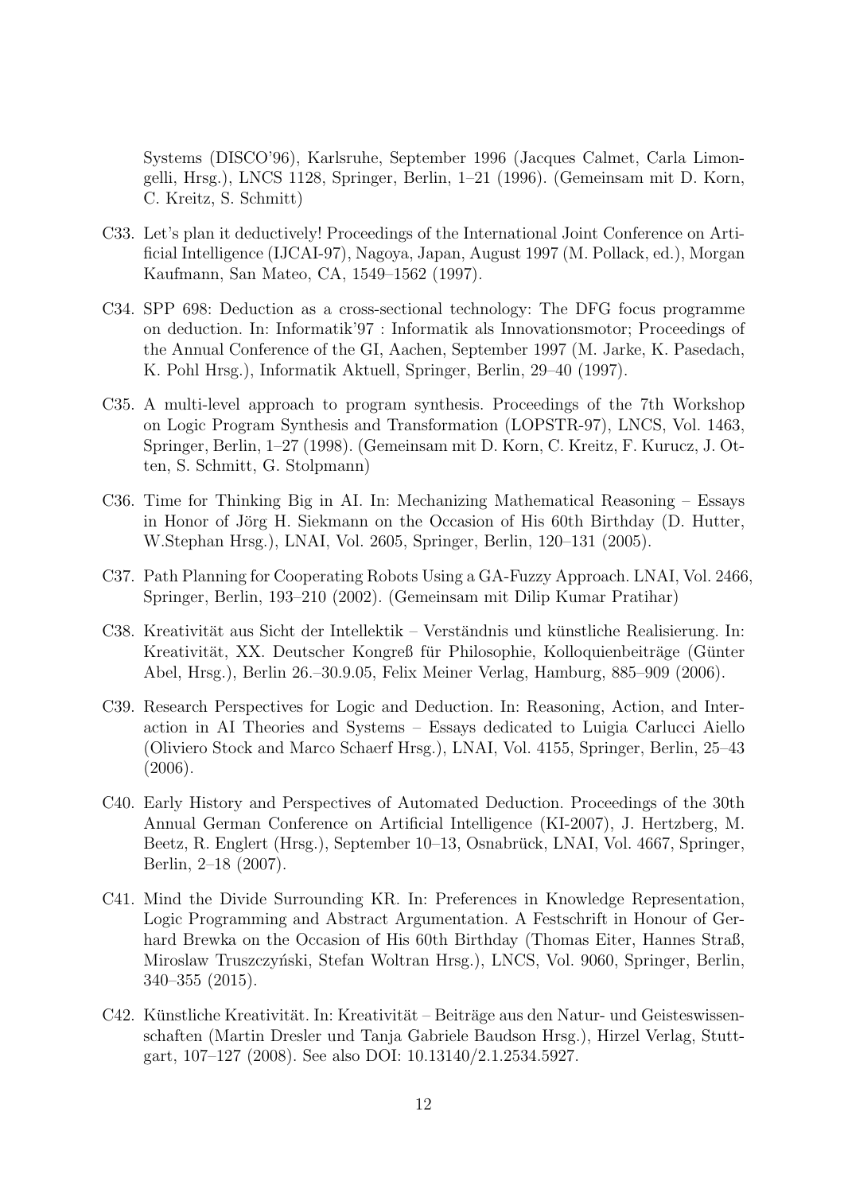Systems (DISCO'96), Karlsruhe, September 1996 (Jacques Calmet, Carla Limongelli, Hrsg.), LNCS 1128, Springer, Berlin, 1–21 (1996). (Gemeinsam mit D. Korn, C. Kreitz, S. Schmitt)

C33. Let's plan it deductively! Proceedings of the International Joint Conference on Artificial Intelligence (IJCAI-97), Nagoya, Japan, August 1997 (M. Pollack, ed.), Morgan Kaufmann, San Mateo, CA, 1549–1562 (1997).

C34. SPP 698: Deduction as a cross-sectional technology: The DFG focus programme on deduction. In: Informatik'97 : Informatik als Innovationsmotor; Proceedings of the Annual Conference of the GI, Aachen, September 1997 (M. Jarke, K. Pasedach, K. Pohl Hrsg.), Informatik Aktuell, Springer, Berlin, 29–40 (1997).

C35. A multi-level approach to program synthesis. Proceedings of the 7th Workshop on Logic Program Synthesis and Transformation (LOPSTR-97), LNCS, Vol. 1463, Springer, Berlin, 1–27 (1998). (Gemeinsam mit D. Korn, C. Kreitz, F. Kurucz, J. Otten, S. Schmitt, G. Stolpmann)

C36. Time for Thinking Big in AI. In: Mechanizing Mathematical Reasoning – Essays in Honor of Jörg H. Siekmann on the Occasion of His 60th Birthday (D. Hutter, W.Stephan Hrsg.), LNAI, Vol. 2605, Springer, Berlin, 120–131 (2005).

C37. Path Planning for Cooperating Robots Using a GA-Fuzzy Approach. LNAI, Vol. 2466, Springer, Berlin, 193–210 (2002). (Gemeinsam mit Dilip Kumar Pratihar)

C38. Kreativität aus Sicht der Intellektik – Verständnis und künstliche Realisierung. In: Kreativität, XX. Deutscher Kongreß für Philosophie, Kolloquienbeiträge (Günter Abel, Hrsg.), Berlin 26.–30.9.05, Felix Meiner Verlag, Hamburg, 885–909 (2006).

C39. Research Perspectives for Logic and Deduction. In: Reasoning, Action, and Interaction in AI Theories and Systems – Essays dedicated to Luigia Carlucci Aiello (Oliviero Stock and Marco Schaerf Hrsg.), LNAI, Vol. 4155, Springer, Berlin, 25–43 (2006).

C40. Early History and Perspectives of Automated Deduction. Proceedings of the 30th Annual German Conference on Artificial Intelligence (KI-2007), J. Hertzberg, M. Beetz, R. Englert (Hrsg.), September 10–13, Osnabrück, LNAI, Vol. 4667, Springer, Berlin, 2–18 (2007).

C41. Mind the Divide Surrounding KR. In: Preferences in Knowledge Representation, Logic Programming and Abstract Argumentation. A Festschrift in Honour of Gerhard Brewka on the Occasion of His 60th Birthday (Thomas Eiter, Hannes Straß, Miroslaw Truszczyński, Stefan Woltran Hrsg.), LNCS, Vol. 9060, Springer, Berlin, 340–355 (2015).

C42. Künstliche Kreativität. In: Kreativität – Beiträge aus den Natur- und Geisteswissenschaften (Martin Dresler und Tanja Gabriele Baudson Hrsg.), Hirzel Verlag, Stuttgart, 107–127 (2008). See also DOI: 10.13140/2.1.2534.5927.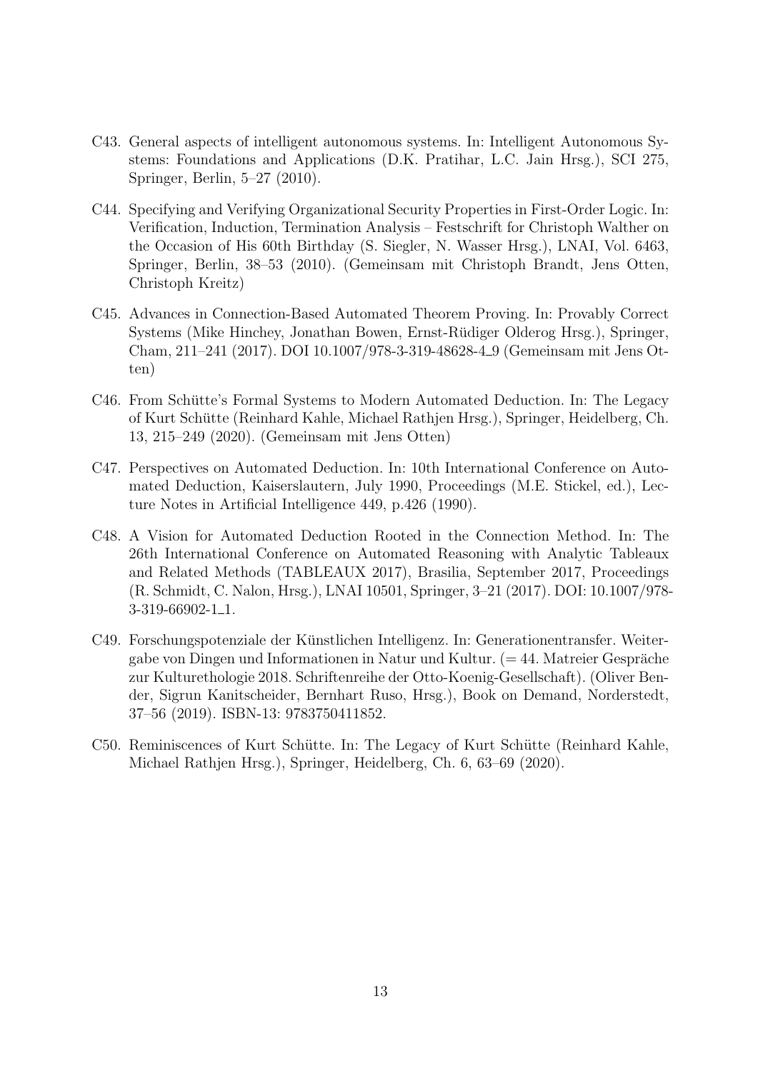C43. General aspects of intelligent autonomous systems. In: Intelligent Autonomous Systems: Foundations and Applications (D.K. Pratihar, L.C. Jain Hrsg.), SCI 275, Springer, Berlin, 5–27 (2010).

C44. Specifying and Verifying Organizational Security Properties in First-Order Logic. In: Verification, Induction, Termination Analysis – Festschrift for Christoph Walther on the Occasion of His 60th Birthday (S. Siegler, N. Wasser Hrsg.), LNAI, Vol. 6463, Springer, Berlin, 38–53 (2010). (Gemeinsam mit Christoph Brandt, Jens Otten, Christoph Kreitz)

C45. Advances in Connection-Based Automated Theorem Proving. In: Provably Correct Systems (Mike Hinchey, Jonathan Bowen, Ernst-Rüdiger Olderog Hrsg.), Springer, Cham, 211–241 (2017). DOI 10.1007/978-3-319-48628-4_9 (Gemeinsam mit Jens Otten)

C46. From Schütte's Formal Systems to Modern Automated Deduction. In: The Legacy of Kurt Schütte (Reinhard Kahle, Michael Rathjen Hrsg.), Springer, Heidelberg, Ch. 13, 215–249 (2020). (Gemeinsam mit Jens Otten)

C47. Perspectives on Automated Deduction. In: 10th International Conference on Automated Deduction, Kaiserslautern, July 1990, Proceedings (M.E. Stickel, ed.), Lecture Notes in Artificial Intelligence 449, p.426 (1990).

C48. A Vision for Automated Deduction Rooted in the Connection Method. In: The 26th International Conference on Automated Reasoning with Analytic Tableaux and Related Methods (TABLEAUX 2017), Brasilia, September 2017, Proceedings (R. Schmidt, C. Nalon, Hrsg.), LNAI 10501, Springer, 3–21 (2017). DOI: 10.1007/978-3-319-66902-1_1.

C49. Forschungspotenziale der Künstlichen Intelligenz. In: Generationentransfer. Weitergabe von Dingen und Informationen in Natur und Kultur. (= 44. Matreier Gespräche zur Kulturethologie 2018. Schriftenreihe der Otto-Koenig-Gesellschaft). (Oliver Bender, Sigrun Kanitscheider, Bernhart Ruso, Hrsg.), Book on Demand, Norderstedt, 37–56 (2019). ISBN-13: 9783750411852.

C50. Reminiscences of Kurt Schütte. In: The Legacy of Kurt Schütte (Reinhard Kahle, Michael Rathjen Hrsg.), Springer, Heidelberg, Ch. 6, 63–69 (2020).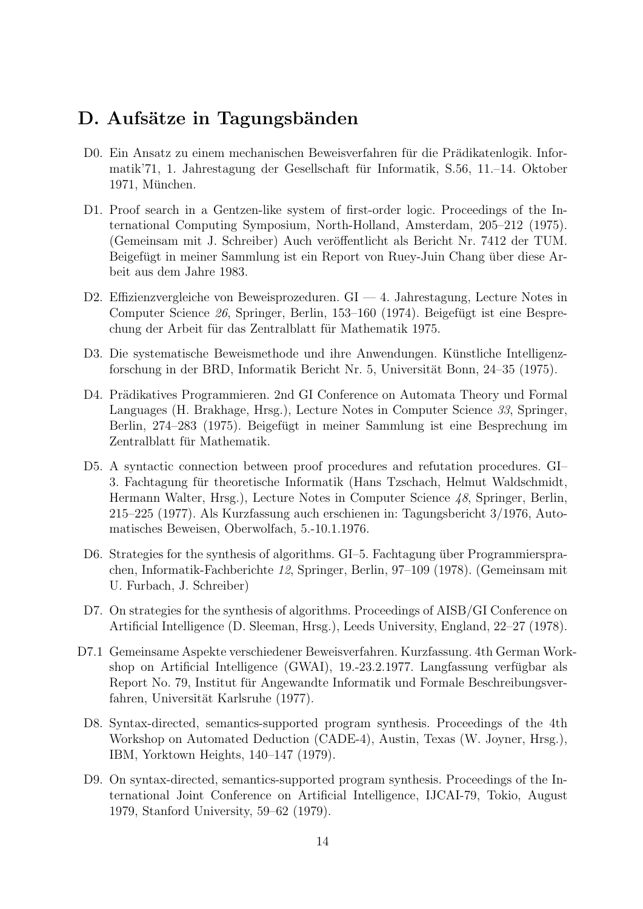## D. Aufsätze in Tagungsbänden

D0. Ein Ansatz zu einem mechanischen Beweisverfahren für die Prädikatenlogik. Informatik'71, 1. Jahrestagung der Gesellschaft für Informatik, S.56, 11.–14. Oktober 1971, München.

D1. Proof search in a Gentzen-like system of first-order logic. Proceedings of the International Computing Symposium, North-Holland, Amsterdam, 205–212 (1975). (Gemeinsam mit J. Schreiber) Auch veröffentlicht als Bericht Nr. 7412 der TUM. Beigefügt in meiner Sammlung ist ein Report von Ruey-Juin Chang über diese Arbeit aus dem Jahre 1983.

D2. Effizienzvergleiche von Beweisprozeduren. GI — 4. Jahrestagung, Lecture Notes in Computer Science *26*, Springer, Berlin, 153–160 (1974). Beigefügt ist eine Besprechung der Arbeit für das Zentralblatt für Mathematik 1975.

D3. Die systematische Beweismethode und ihre Anwendungen. Künstliche Intelligenzforschung in der BRD, Informatik Bericht Nr. 5, Universität Bonn, 24–35 (1975).

D4. Prädikatives Programmieren. 2nd GI Conference on Automata Theory und Formal Languages (H. Brakhage, Hrsg.), Lecture Notes in Computer Science *33*, Springer, Berlin, 274–283 (1975). Beigefügt in meiner Sammlung ist eine Besprechung im Zentralblatt für Mathematik.

D5. A syntactic connection between proof procedures and refutation procedures. GI–3. Fachtagung für theoretische Informatik (Hans Tzschach, Helmut Waldschmidt, Hermann Walter, Hrsg.), Lecture Notes in Computer Science *48*, Springer, Berlin, 215–225 (1977). Als Kurzfassung auch erschienen in: Tagungsbericht 3/1976, Automatisches Beweisen, Oberwolfach, 5.-10.1.1976.

D6. Strategies for the synthesis of algorithms. GI–5. Fachtagung über Programmiersprachen, Informatik-Fachberichte *12*, Springer, Berlin, 97–109 (1978). (Gemeinsam mit U. Furbach, J. Schreiber)

D7. On strategies for the synthesis of algorithms. Proceedings of AISB/GI Conference on Artificial Intelligence (D. Sleeman, Hrsg.), Leeds University, England, 22–27 (1978).

D7.1 Gemeinsame Aspekte verschiedener Beweisverfahren. Kurzfassung. 4th German Workshop on Artificial Intelligence (GWAI), 19.-23.2.1977. Langfassung verfügbar als Report No. 79, Institut für Angewandte Informatik und Formale Beschreibungsverfahren, Universität Karlsruhe (1977).

D8. Syntax-directed, semantics-supported program synthesis. Proceedings of the 4th Workshop on Automated Deduction (CADE-4), Austin, Texas (W. Joyner, Hrsg.), IBM, Yorktown Heights, 140–147 (1979).

D9. On syntax-directed, semantics-supported program synthesis. Proceedings of the International Joint Conference on Artificial Intelligence, IJCAI-79, Tokio, August 1979, Stanford University, 59–62 (1979).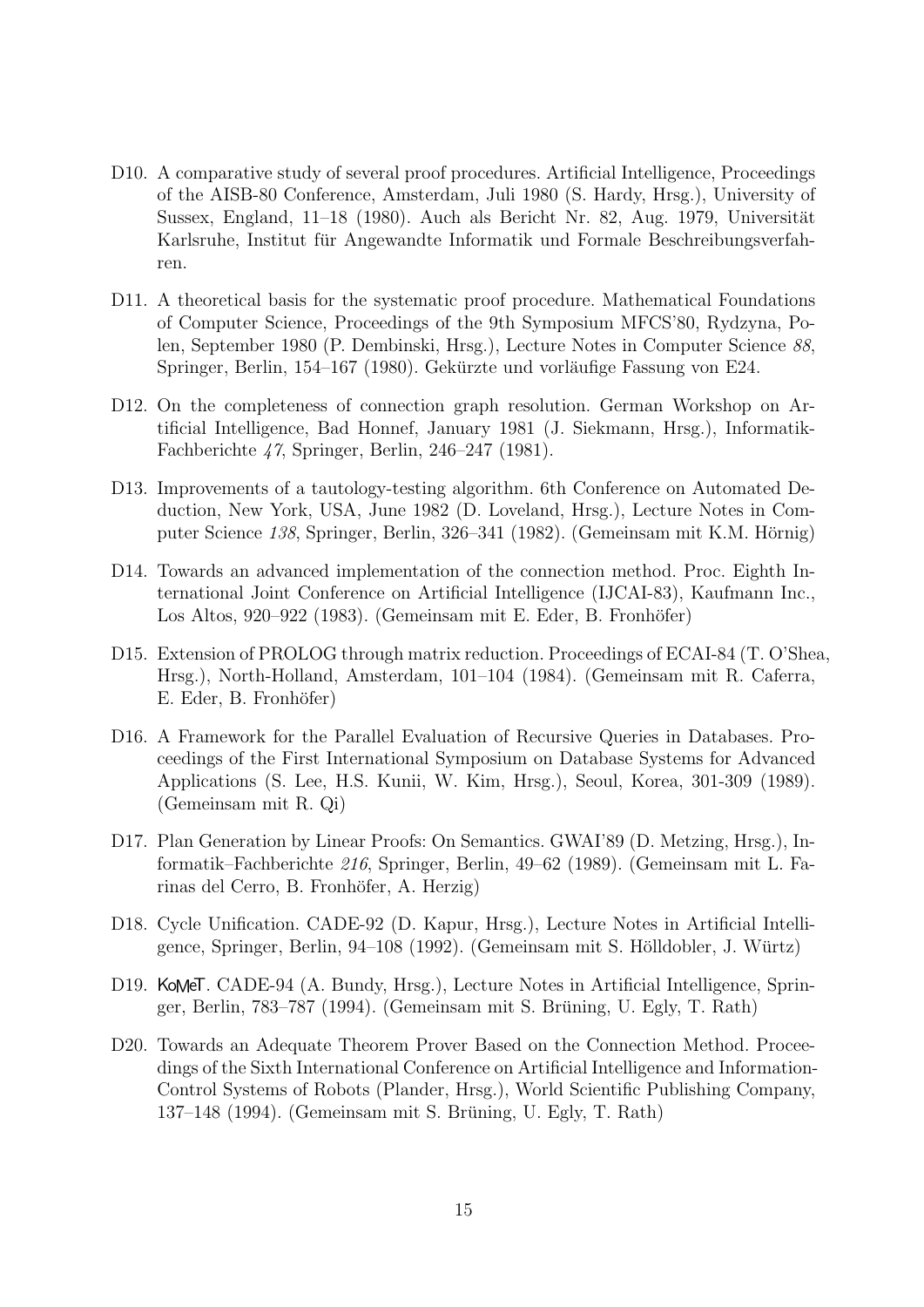D10. A comparative study of several proof procedures. Artificial Intelligence, Proceedings of the AISB-80 Conference, Amsterdam, Juli 1980 (S. Hardy, Hrsg.), University of Sussex, England, 11–18 (1980). Auch als Bericht Nr. 82, Aug. 1979, Universität Karlsruhe, Institut für Angewandte Informatik und Formale Beschreibungsverfahren.

D11. A theoretical basis for the systematic proof procedure. Mathematical Foundations of Computer Science, Proceedings of the 9th Symposium MFCS'80, Rydzyna, Polen, September 1980 (P. Dembinski, Hrsg.), Lecture Notes in Computer Science *88*, Springer, Berlin, 154–167 (1980). Gekürzte und vorläufige Fassung von E24.

D12. On the completeness of connection graph resolution. German Workshop on Artificial Intelligence, Bad Honnef, January 1981 (J. Siekmann, Hrsg.), Informatik-Fachberichte *47*, Springer, Berlin, 246–247 (1981).

D13. Improvements of a tautology-testing algorithm. 6th Conference on Automated Deduction, New York, USA, June 1982 (D. Loveland, Hrsg.), Lecture Notes in Computer Science *138*, Springer, Berlin, 326–341 (1982). (Gemeinsam mit K.M. Hörnig)

D14. Towards an advanced implementation of the connection method. Proc. Eighth International Joint Conference on Artificial Intelligence (IJCAI-83), Kaufmann Inc., Los Altos, 920–922 (1983). (Gemeinsam mit E. Eder, B. Fronhöfer)

D15. Extension of PROLOG through matrix reduction. Proceedings of ECAI-84 (T. O'Shea, Hrsg.), North-Holland, Amsterdam, 101–104 (1984). (Gemeinsam mit R. Caferra, E. Eder, B. Fronhöfer)

D16. A Framework for the Parallel Evaluation of Recursive Queries in Databases. Proceedings of the First International Symposium on Database Systems for Advanced Applications (S. Lee, H.S. Kunii, W. Kim, Hrsg.), Seoul, Korea, 301-309 (1989). (Gemeinsam mit R. Qi)

D17. Plan Generation by Linear Proofs: On Semantics. GWAI'89 (D. Metzing, Hrsg.), Informatik–Fachberichte *216*, Springer, Berlin, 49–62 (1989). (Gemeinsam mit L. Farinas del Cerro, B. Fronhöfer, A. Herzig)

D18. Cycle Unification. CADE-92 (D. Kapur, Hrsg.), Lecture Notes in Artificial Intelligence, Springer, Berlin, 94–108 (1992). (Gemeinsam mit S. Hölldobler, J. Würtz)

D19. KoMeT. CADE-94 (A. Bundy, Hrsg.), Lecture Notes in Artificial Intelligence, Springer, Berlin, 783–787 (1994). (Gemeinsam mit S. Brüning, U. Egly, T. Rath)

D20. Towards an Adequate Theorem Prover Based on the Connection Method. Proceedings of the Sixth International Conference on Artificial Intelligence and Information-Control Systems of Robots (Plander, Hrsg.), World Scientific Publishing Company, 137–148 (1994). (Gemeinsam mit S. Brüning, U. Egly, T. Rath)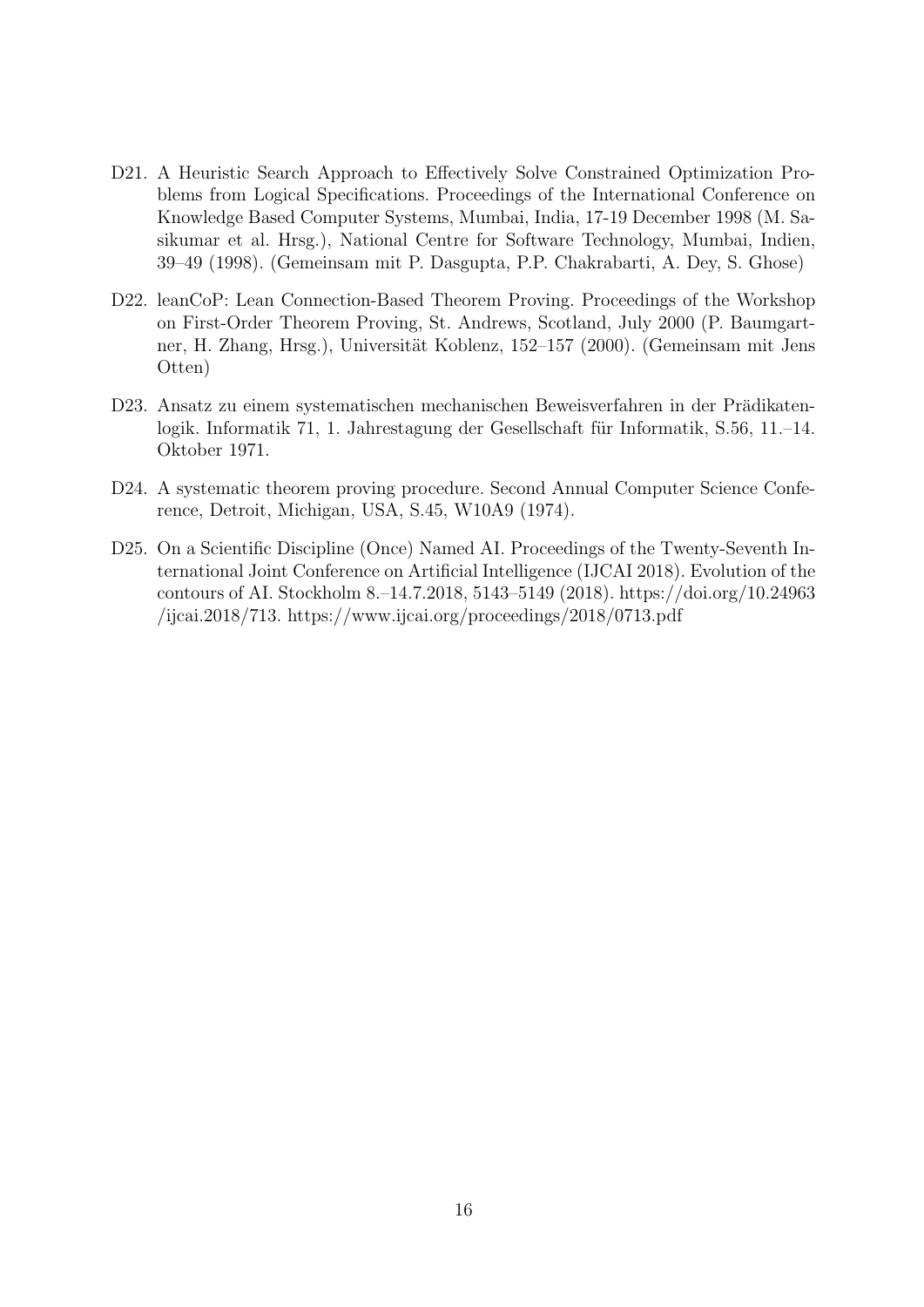D21. A Heuristic Search Approach to Effectively Solve Constrained Optimization Problems from Logical Specifications. Proceedings of the International Conference on Knowledge Based Computer Systems, Mumbai, India, 17-19 December 1998 (M. Sasikumar et al. Hrsg.), National Centre for Software Technology, Mumbai, Indien, 39–49 (1998). (Gemeinsam mit P. Dasgupta, P.P. Chakrabarti, A. Dey, S. Ghose)

D22. leanCoP: Lean Connection-Based Theorem Proving. Proceedings of the Workshop on First-Order Theorem Proving, St. Andrews, Scotland, July 2000 (P. Baumgartner, H. Zhang, Hrsg.), Universität Koblenz, 152–157 (2000). (Gemeinsam mit Jens Otten)

D23. Ansatz zu einem systematischen mechanischen Beweisverfahren in der Prädikatenlogik. Informatik 71, 1. Jahrestagung der Gesellschaft für Informatik, S.56, 11.–14. Oktober 1971.

D24. A systematic theorem proving procedure. Second Annual Computer Science Conference, Detroit, Michigan, USA, S.45, W10A9 (1974).

D25. On a Scientific Discipline (Once) Named AI. Proceedings of the Twenty-Seventh International Joint Conference on Artificial Intelligence (IJCAI 2018). Evolution of the contours of AI. Stockholm 8.–14.7.2018, 5143–5149 (2018). https://doi.org/10.24963/ijcai.2018/713. https://www.ijcai.org/proceedings/2018/0713.pdf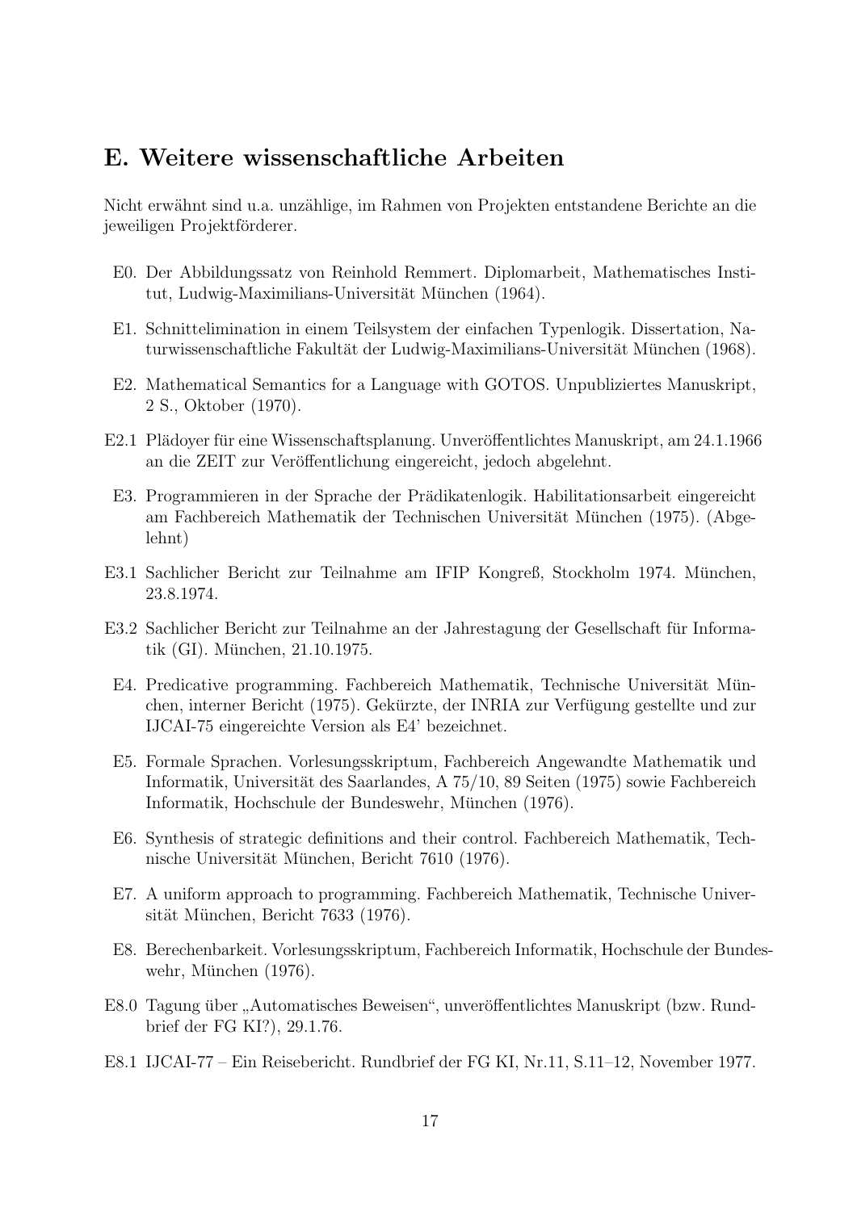## E. Weitere wissenschaftliche Arbeiten

Nicht erwähnt sind u.a. unzählige, im Rahmen von Projekten entstandene Berichte an die jeweiligen Projektförderer.

- E0. Der Abbildungssatz von Reinhold Remmert. Diplomarbeit, Mathematisches Institut, Ludwig-Maximilians-Universität München (1964).
- E1. Schnittelimination in einem Teilsystem der einfachen Typenlogik. Dissertation, Naturwissenschaftliche Fakultät der Ludwig-Maximilians-Universität München (1968).
- E2. Mathematical Semantics for a Language with GOTOS. Unpubliziertes Manuskript, 2 S., Oktober (1970).
- E2.1 Plädoyer für eine Wissenschaftsplanung. Unveröffentlichtes Manuskript, am 24.1.1966 an die ZEIT zur Veröffentlichung eingereicht, jedoch abgelehnt.
- E3. Programmieren in der Sprache der Prädikatenlogik. Habilitationsarbeit eingereicht am Fachbereich Mathematik der Technischen Universität München (1975). (Abgelehnt)
- E3.1 Sachlicher Bericht zur Teilnahme am IFIP Kongreß, Stockholm 1974. München, 23.8.1974.
- E3.2 Sachlicher Bericht zur Teilnahme an der Jahrestagung der Gesellschaft für Informatik (GI). München, 21.10.1975.
- E4. Predicative programming. Fachbereich Mathematik, Technische Universität München, interner Bericht (1975). Gekürzte, der INRIA zur Verfügung gestellte und zur IJCAI-75 eingereichte Version als E4' bezeichnet.
- E5. Formale Sprachen. Vorlesungsskriptum, Fachbereich Angewandte Mathematik und Informatik, Universität des Saarlandes, A 75/10, 89 Seiten (1975) sowie Fachbereich Informatik, Hochschule der Bundeswehr, München (1976).
- E6. Synthesis of strategic definitions and their control. Fachbereich Mathematik, Technische Universität München, Bericht 7610 (1976).
- E7. A uniform approach to programming. Fachbereich Mathematik, Technische Universität München, Bericht 7633 (1976).
- E8. Berechenbarkeit. Vorlesungsskriptum, Fachbereich Informatik, Hochschule der Bundeswehr, München (1976).
- E8.0 Tagung über „Automatisches Beweisen“, unveröffentlichtes Manuskript (bzw. Rundbrief der FG KI?), 29.1.76.
- E8.1 IJCAI-77 – Ein Reisebericht. Rundbrief der FG KI, Nr.11, S.11–12, November 1977.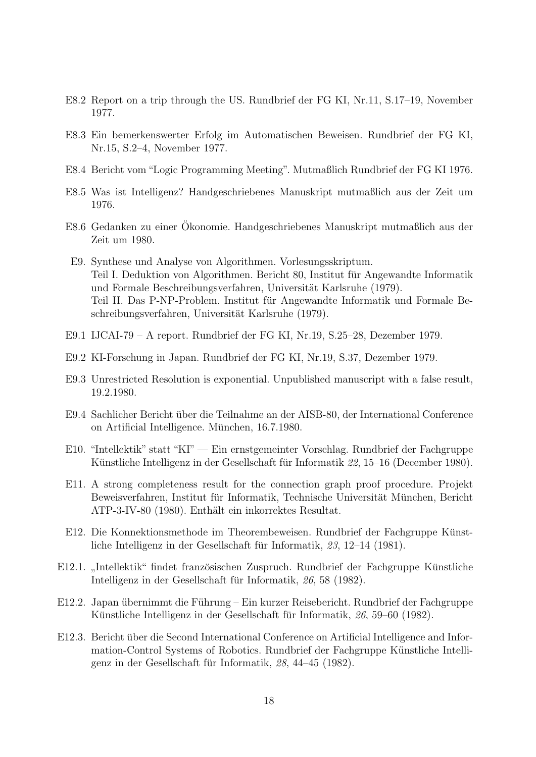E8.2 Report on a trip through the US. Rundbrief der FG KI, Nr.11, S.17–19, November 1977.

E8.3 Ein bemerkenswerter Erfolg im Automatischen Beweisen. Rundbrief der FG KI, Nr.15, S.2–4, November 1977.

E8.4 Bericht vom "Logic Programming Meeting". Mutmaßlich Rundbrief der FG KI 1976.

E8.5 Was ist Intelligenz? Handgeschriebenes Manuskript mutmaßlich aus der Zeit um 1976.

E8.6 Gedanken zu einer Ökonomie. Handgeschriebenes Manuskript mutmaßlich aus der Zeit um 1980.

E9. Synthese und Analyse von Algorithmen. Vorlesungsskriptum.
Teil I. Deduktion von Algorithmen. Bericht 80, Institut für Angewandte Informatik und Formale Beschreibungsverfahren, Universität Karlsruhe (1979).
Teil II. Das P-NP-Problem. Institut für Angewandte Informatik und Formale Beschreibungsverfahren, Universität Karlsruhe (1979).

E9.1 IJCAI-79 – A report. Rundbrief der FG KI, Nr.19, S.25–28, Dezember 1979.

E9.2 KI-Forschung in Japan. Rundbrief der FG KI, Nr.19, S.37, Dezember 1979.

E9.3 Unrestricted Resolution is exponential. Unpublished manuscript with a false result, 19.2.1980.

E9.4 Sachlicher Bericht über die Teilnahme an der AISB-80, der International Conference on Artificial Intelligence. München, 16.7.1980.

E10. "Intellektik" statt "KI" — Ein ernstgemeinter Vorschlag. Rundbrief der Fachgruppe Künstliche Intelligenz in der Gesellschaft für Informatik *22*, 15–16 (December 1980).

E11. A strong completeness result for the connection graph proof procedure. Projekt Beweisverfahren, Institut für Informatik, Technische Universität München, Bericht ATP-3-IV-80 (1980). Enthält ein inkorrektes Resultat.

E12. Die Konnektionsmethode im Theorembeweisen. Rundbrief der Fachgruppe Künstliche Intelligenz in der Gesellschaft für Informatik, *23*, 12–14 (1981).

E12.1. „Intellektik" findet französischen Zuspruch. Rundbrief der Fachgruppe Künstliche Intelligenz in der Gesellschaft für Informatik, *26*, 58 (1982).

E12.2. Japan übernimmt die Führung – Ein kurzer Reisebericht. Rundbrief der Fachgruppe Künstliche Intelligenz in der Gesellschaft für Informatik, *26*, 59–60 (1982).

E12.3. Bericht über die Second International Conference on Artificial Intelligence and Information-Control Systems of Robotics. Rundbrief der Fachgruppe Künstliche Intelligenz in der Gesellschaft für Informatik, *28*, 44–45 (1982).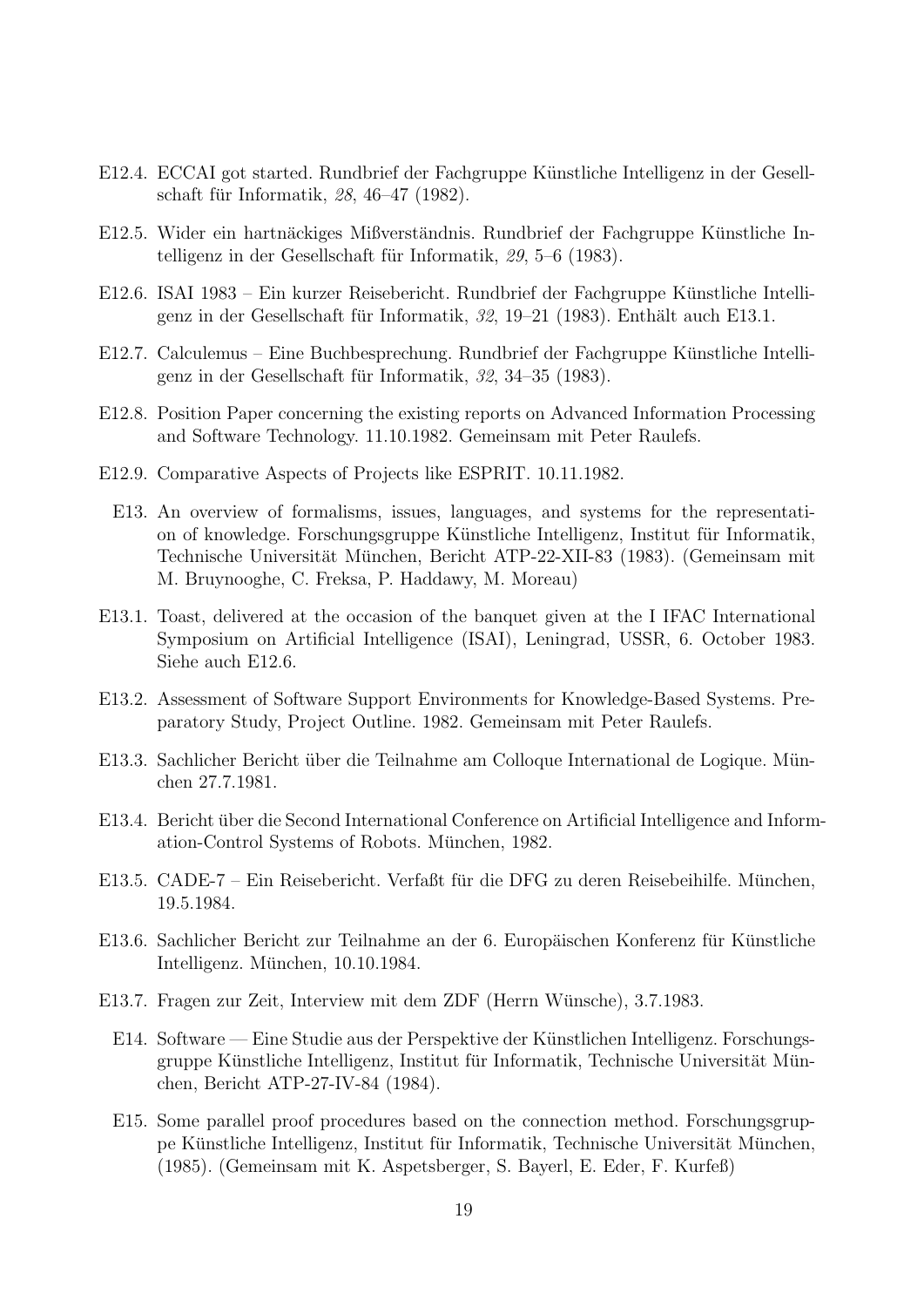E12.4. ECCAI got started. Rundbrief der Fachgruppe Künstliche Intelligenz in der Gesellschaft für Informatik, *28*, 46–47 (1982).

E12.5. Wider ein hartnäckiges Mißverständnis. Rundbrief der Fachgruppe Künstliche Intelligenz in der Gesellschaft für Informatik, *29*, 5–6 (1983).

E12.6. ISAI 1983 – Ein kurzer Reisebericht. Rundbrief der Fachgruppe Künstliche Intelligenz in der Gesellschaft für Informatik, *32*, 19–21 (1983). Enthält auch E13.1.

E12.7. Calculemus – Eine Buchbesprechung. Rundbrief der Fachgruppe Künstliche Intelligenz in der Gesellschaft für Informatik, *32*, 34–35 (1983).

E12.8. Position Paper concerning the existing reports on Advanced Information Processing and Software Technology. 11.10.1982. Gemeinsam mit Peter Raulefs.

E12.9. Comparative Aspects of Projects like ESPRIT. 10.11.1982.

E13. An overview of formalisms, issues, languages, and systems for the representation of knowledge. Forschungsgruppe Künstliche Intelligenz, Institut für Informatik, Technische Universität München, Bericht ATP-22-XII-83 (1983). (Gemeinsam mit M. Bruynooghe, C. Freksa, P. Haddawy, M. Moreau)

E13.1. Toast, delivered at the occasion of the banquet given at the I IFAC International Symposium on Artificial Intelligence (ISAI), Leningrad, USSR, 6. October 1983. Siehe auch E12.6.

E13.2. Assessment of Software Support Environments for Knowledge-Based Systems. Preparatory Study, Project Outline. 1982. Gemeinsam mit Peter Raulefs.

E13.3. Sachlicher Bericht über die Teilnahme am Colloque International de Logique. München 27.7.1981.

E13.4. Bericht über die Second International Conference on Artificial Intelligence and Information-Control Systems of Robots. München, 1982.

E13.5. CADE-7 – Ein Reisebericht. Verfaßt für die DFG zu deren Reisebeihilfe. München, 19.5.1984.

E13.6. Sachlicher Bericht zur Teilnahme an der 6. Europäischen Konferenz für Künstliche Intelligenz. München, 10.10.1984.

E13.7. Fragen zur Zeit, Interview mit dem ZDF (Herrn Wünsche), 3.7.1983.

E14. Software — Eine Studie aus der Perspektive der Künstlichen Intelligenz. Forschungsgruppe Künstliche Intelligenz, Institut für Informatik, Technische Universität München, Bericht ATP-27-IV-84 (1984).

E15. Some parallel proof procedures based on the connection method. Forschungsgruppe Künstliche Intelligenz, Institut für Informatik, Technische Universität München, (1985). (Gemeinsam mit K. Aspetsberger, S. Bayerl, E. Eder, F. Kurfeß)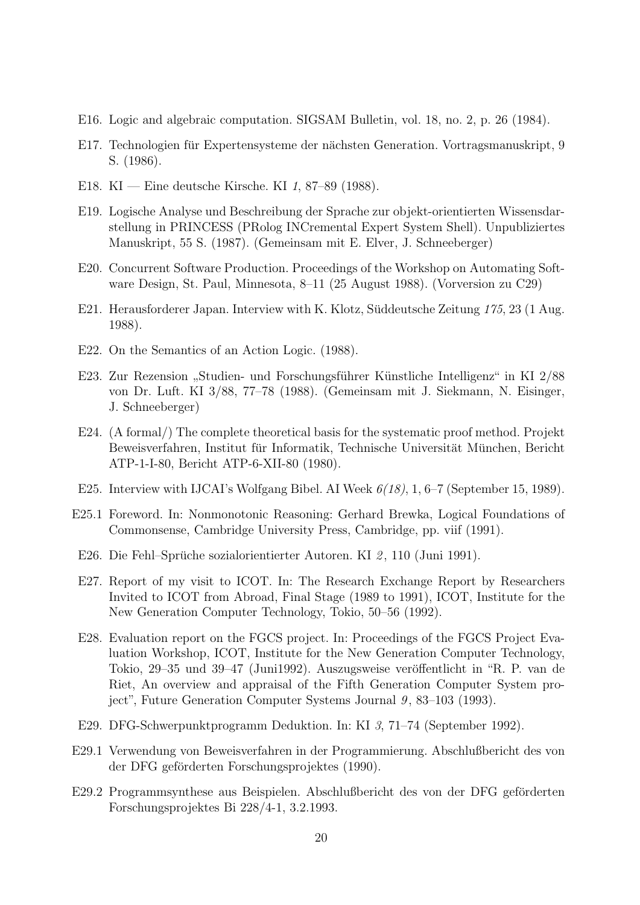E16. Logic and algebraic computation. SIGSAM Bulletin, vol. 18, no. 2, p. 26 (1984).

E17. Technologien für Expertensysteme der nächsten Generation. Vortragsmanuskript, 9 S. (1986).

E18. KI — Eine deutsche Kirsche. KI *1*, 87–89 (1988).

E19. Logische Analyse und Beschreibung der Sprache zur objekt-orientierten Wissensdarstellung in PRINCESS (PRolog INCremental Expert System Shell). Unpubliziertes Manuskript, 55 S. (1987). (Gemeinsam mit E. Elver, J. Schneeberger)

E20. Concurrent Software Production. Proceedings of the Workshop on Automating Software Design, St. Paul, Minnesota, 8–11 (25 August 1988). (Vorversion zu C29)

E21. Herausforderer Japan. Interview with K. Klotz, Süddeutsche Zeitung *175*, 23 (1 Aug. 1988).

E22. On the Semantics of an Action Logic. (1988).

E23. Zur Rezension „Studien- und Forschungsführer Künstliche Intelligenz" in KI 2/88 von Dr. Luft. KI 3/88, 77–78 (1988). (Gemeinsam mit J. Siekmann, N. Eisinger, J. Schneeberger)

E24. (A formal/) The complete theoretical basis for the systematic proof method. Projekt Beweisverfahren, Institut für Informatik, Technische Universität München, Bericht ATP-1-I-80, Bericht ATP-6-XII-80 (1980).

E25. Interview with IJCAI's Wolfgang Bibel. AI Week *6(18)*, 1, 6–7 (September 15, 1989).

E25.1 Foreword. In: Nonmonotonic Reasoning: Gerhard Brewka, Logical Foundations of Commonsense, Cambridge University Press, Cambridge, pp. viif (1991).

E26. Die Fehl–Sprüche sozialorientierter Autoren. KI *2*, 110 (Juni 1991).

E27. Report of my visit to ICOT. In: The Research Exchange Report by Researchers Invited to ICOT from Abroad, Final Stage (1989 to 1991), ICOT, Institute for the New Generation Computer Technology, Tokio, 50–56 (1992).

E28. Evaluation report on the FGCS project. In: Proceedings of the FGCS Project Evaluation Workshop, ICOT, Institute for the New Generation Computer Technology, Tokio, 29–35 und 39–47 (Juni1992). Auszugsweise veröffentlicht in "R. P. van de Riet, An overview and appraisal of the Fifth Generation Computer System project", Future Generation Computer Systems Journal *9*, 83–103 (1993).

E29. DFG-Schwerpunktprogramm Deduktion. In: KI *3*, 71–74 (September 1992).

E29.1 Verwendung von Beweisverfahren in der Programmierung. Abschlußbericht des von der DFG geförderten Forschungsprojektes (1990).

E29.2 Programmsynthese aus Beispielen. Abschlußbericht des von der DFG geförderten Forschungsprojektes Bi 228/4-1, 3.2.1993.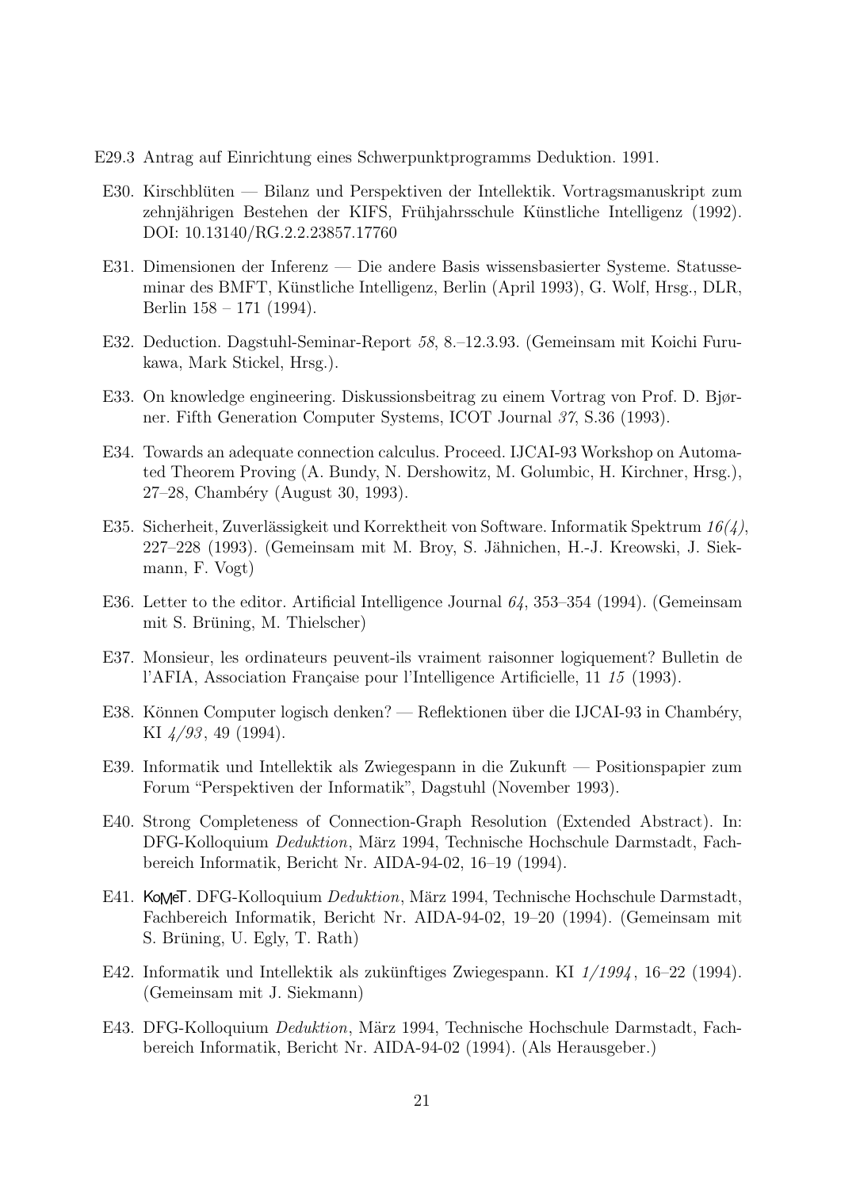E29.3 Antrag auf Einrichtung eines Schwerpunktprogramms Deduktion. 1991.

E30. Kirschblüten — Bilanz und Perspektiven der Intellektik. Vortragsmanuskript zum zehnjährigen Bestehen der KIFS, Frühjahrsschule Künstliche Intelligenz (1992). DOI: 10.13140/RG.2.2.23857.17760

E31. Dimensionen der Inferenz — Die andere Basis wissensbasierter Systeme. Statusseminar des BMFT, Künstliche Intelligenz, Berlin (April 1993), G. Wolf, Hrsg., DLR, Berlin 158 – 171 (1994).

E32. Deduction. Dagstuhl-Seminar-Report *58*, 8.–12.3.93. (Gemeinsam mit Koichi Furukawa, Mark Stickel, Hrsg.).

E33. On knowledge engineering. Diskussionsbeitrag zu einem Vortrag von Prof. D. Bjørner. Fifth Generation Computer Systems, ICOT Journal *37*, S.36 (1993).

E34. Towards an adequate connection calculus. Proceed. IJCAI-93 Workshop on Automated Theorem Proving (A. Bundy, N. Dershowitz, M. Golumbic, H. Kirchner, Hrsg.), 27–28, Chambéry (August 30, 1993).

E35. Sicherheit, Zuverlässigkeit und Korrektheit von Software. Informatik Spektrum *16(4)*, 227–228 (1993). (Gemeinsam mit M. Broy, S. Jähnichen, H.-J. Kreowski, J. Siekmann, F. Vogt)

E36. Letter to the editor. Artificial Intelligence Journal *64*, 353–354 (1994). (Gemeinsam mit S. Brüning, M. Thielscher)

E37. Monsieur, les ordinateurs peuvent-ils vraiment raisonner logiquement? Bulletin de l'AFIA, Association Française pour l'Intelligence Artificielle, 11 *15* (1993).

E38. Können Computer logisch denken? — Reflektionen über die IJCAI-93 in Chambéry, KI *4/93*, 49 (1994).

E39. Informatik und Intellektik als Zwiegespann in die Zukunft — Positionspapier zum Forum "Perspektiven der Informatik", Dagstuhl (November 1993).

E40. Strong Completeness of Connection-Graph Resolution (Extended Abstract). In: DFG-Kolloquium *Deduktion*, März 1994, Technische Hochschule Darmstadt, Fachbereich Informatik, Bericht Nr. AIDA-94-02, 16–19 (1994).

E41. KoMeT. DFG-Kolloquium *Deduktion*, März 1994, Technische Hochschule Darmstadt, Fachbereich Informatik, Bericht Nr. AIDA-94-02, 19–20 (1994). (Gemeinsam mit S. Brüning, U. Egly, T. Rath)

E42. Informatik und Intellektik als zukünftiges Zwiegespann. KI *1/1994*, 16–22 (1994). (Gemeinsam mit J. Siekmann)

E43. DFG-Kolloquium *Deduktion*, März 1994, Technische Hochschule Darmstadt, Fachbereich Informatik, Bericht Nr. AIDA-94-02 (1994). (Als Herausgeber.)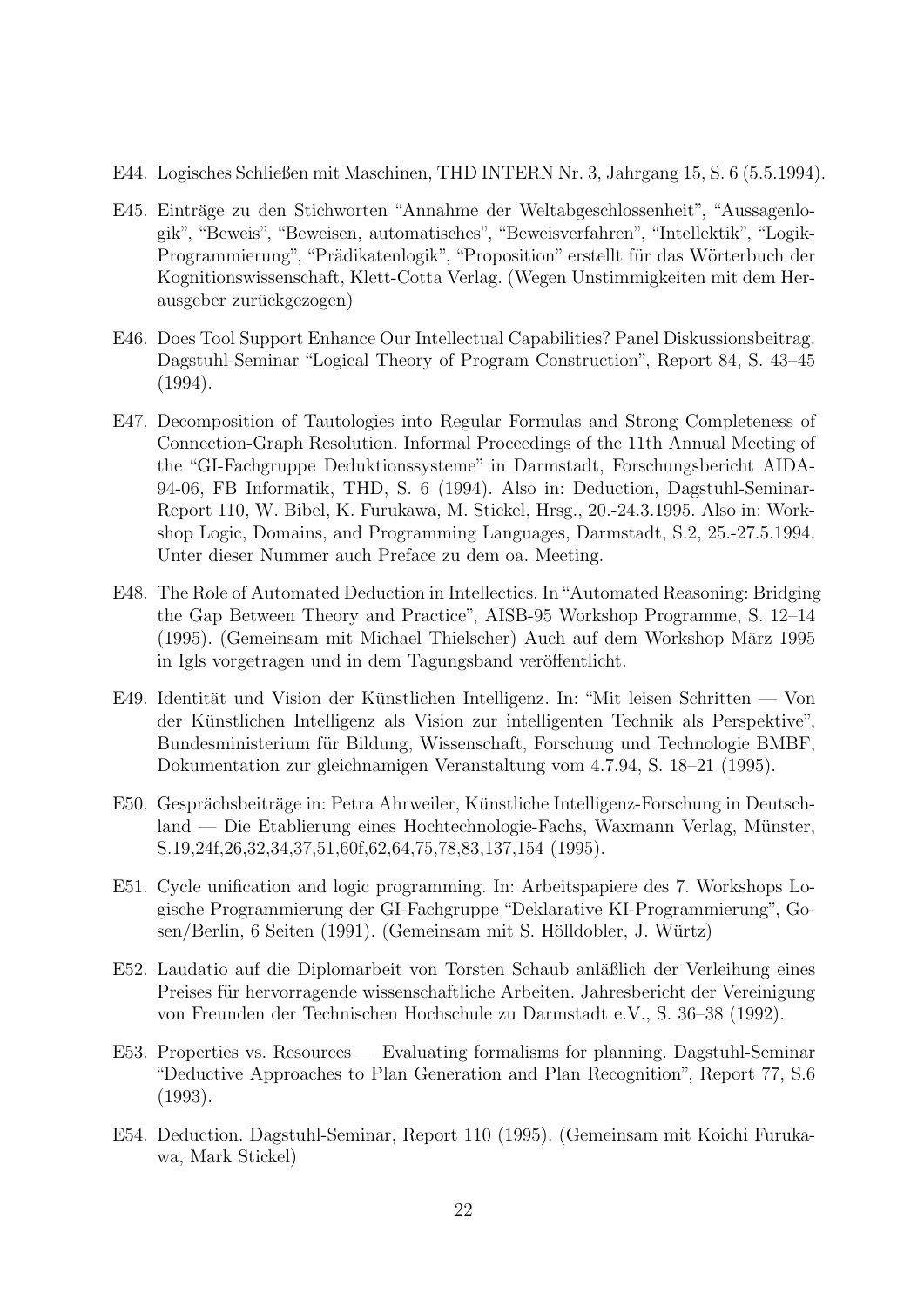E44. Logisches Schließen mit Maschinen, THD INTERN Nr. 3, Jahrgang 15, S. 6 (5.5.1994).

E45. Einträge zu den Stichworten "Annahme der Weltabgeschlossenheit", "Aussagenlogik", "Beweis", "Beweisen, automatisches", "Beweisverfahren", "Intellektik", "Logik-Programmierung", "Prädikatenlogik", "Proposition" erstellt für das Wörterbuch der Kognitionswissenschaft, Klett-Cotta Verlag. (Wegen Unstimmigkeiten mit dem Herausgeber zurückgezogen)

E46. Does Tool Support Enhance Our Intellectual Capabilities? Panel Diskussionsbeitrag. Dagstuhl-Seminar "Logical Theory of Program Construction", Report 84, S. 43–45 (1994).

E47. Decomposition of Tautologies into Regular Formulas and Strong Completeness of Connection-Graph Resolution. Informal Proceedings of the 11th Annual Meeting of the "GI-Fachgruppe Deduktionssysteme" in Darmstadt, Forschungsbericht AIDA-94-06, FB Informatik, THD, S. 6 (1994). Also in: Deduction, Dagstuhl-Seminar-Report 110, W. Bibel, K. Furukawa, M. Stickel, Hrsg., 20.-24.3.1995. Also in: Workshop Logic, Domains, and Programming Languages, Darmstadt, S.2, 25.-27.5.1994. Unter dieser Nummer auch Preface zu dem oa. Meeting.

E48. The Role of Automated Deduction in Intellectics. In "Automated Reasoning: Bridging the Gap Between Theory and Practice", AISB-95 Workshop Programme, S. 12–14 (1995). (Gemeinsam mit Michael Thielscher) Auch auf dem Workshop März 1995 in Igls vorgetragen und in dem Tagungsband veröffentlicht.

E49. Identität und Vision der Künstlichen Intelligenz. In: "Mit leisen Schritten — Von der Künstlichen Intelligenz als Vision zur intelligenten Technik als Perspektive", Bundesministerium für Bildung, Wissenschaft, Forschung und Technologie BMBF, Dokumentation zur gleichnamigen Veranstaltung vom 4.7.94, S. 18–21 (1995).

E50. Gesprächsbeiträge in: Petra Ahrweiler, Künstliche Intelligenz-Forschung in Deutschland — Die Etablierung eines Hochtechnologie-Fachs, Waxmann Verlag, Münster, S.19,24f,26,32,34,37,51,60f,62,64,75,78,83,137,154 (1995).

E51. Cycle unification and logic programming. In: Arbeitspapiere des 7. Workshops Logische Programmierung der GI-Fachgruppe "Deklarative KI-Programmierung", Gosen/Berlin, 6 Seiten (1991). (Gemeinsam mit S. Hölldobler, J. Würtz)

E52. Laudatio auf die Diplomarbeit von Torsten Schaub anläßlich der Verleihung eines Preises für hervorragende wissenschaftliche Arbeiten. Jahresbericht der Vereinigung von Freunden der Technischen Hochschule zu Darmstadt e.V., S. 36–38 (1992).

E53. Properties vs. Resources — Evaluating formalisms for planning. Dagstuhl-Seminar "Deductive Approaches to Plan Generation and Plan Recognition", Report 77, S.6 (1993).

E54. Deduction. Dagstuhl-Seminar, Report 110 (1995). (Gemeinsam mit Koichi Furukawa, Mark Stickel)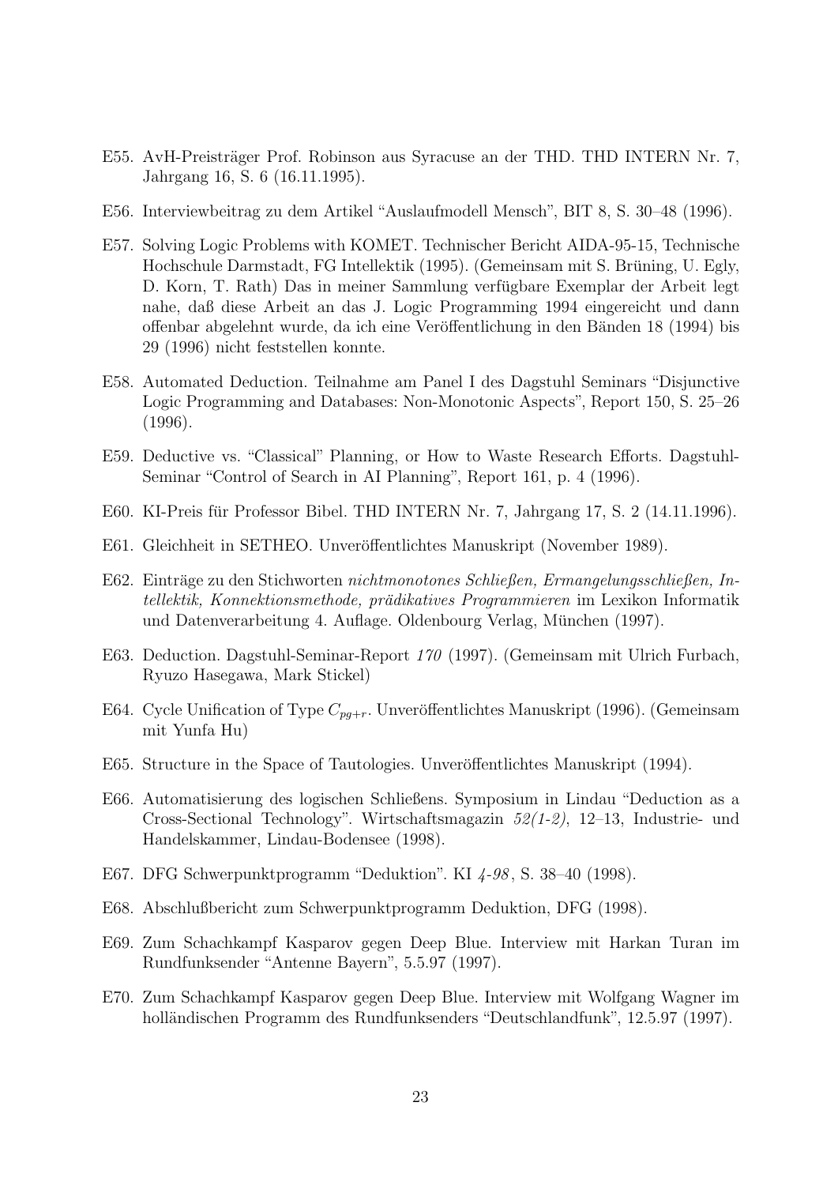E55. AvH-Preisträger Prof. Robinson aus Syracuse an der THD. THD INTERN Nr. 7, Jahrgang 16, S. 6 (16.11.1995).

E56. Interviewbeitrag zu dem Artikel "Auslaufmodell Mensch", BIT 8, S. 30–48 (1996).

E57. Solving Logic Problems with KOMET. Technischer Bericht AIDA-95-15, Technische Hochschule Darmstadt, FG Intellektik (1995). (Gemeinsam mit S. Brüning, U. Egly, D. Korn, T. Rath) Das in meiner Sammlung verfügbare Exemplar der Arbeit legt nahe, daß diese Arbeit an das J. Logic Programming 1994 eingereicht und dann offenbar abgelehnt wurde, da ich eine Veröffentlichung in den Bänden 18 (1994) bis 29 (1996) nicht feststellen konnte.

E58. Automated Deduction. Teilnahme am Panel I des Dagstuhl Seminars "Disjunctive Logic Programming and Databases: Non-Monotonic Aspects", Report 150, S. 25–26 (1996).

E59. Deductive vs. "Classical" Planning, or How to Waste Research Efforts. Dagstuhl-Seminar "Control of Search in AI Planning", Report 161, p. 4 (1996).

E60. KI-Preis für Professor Bibel. THD INTERN Nr. 7, Jahrgang 17, S. 2 (14.11.1996).

E61. Gleichheit in SETHEO. Unveröffentlichtes Manuskript (November 1989).

E62. Einträge zu den Stichworten *nichtmonotones Schließen, Ermangelungsschließen, Intellektik, Konnektionsmethode, prädikatives Programmieren* im Lexikon Informatik und Datenverarbeitung 4. Auflage. Oldenbourg Verlag, München (1997).

E63. Deduction. Dagstuhl-Seminar-Report *170* (1997). (Gemeinsam mit Ulrich Furbach, Ryuzo Hasegawa, Mark Stickel)

E64. Cycle Unification of Type $C_{pg+r}$. Unveröffentlichtes Manuskript (1996). (Gemeinsam mit Yunfa Hu)

E65. Structure in the Space of Tautologies. Unveröffentlichtes Manuskript (1994).

E66. Automatisierung des logischen Schließens. Symposium in Lindau "Deduction as a Cross-Sectional Technology". Wirtschaftsmagazin *52(1-2)*, 12–13, Industrie- und Handelskammer, Lindau-Bodensee (1998).

E67. DFG Schwerpunktprogramm "Deduktion". KI *4-98*, S. 38–40 (1998).

E68. Abschlußbericht zum Schwerpunktprogramm Deduktion, DFG (1998).

E69. Zum Schachkampf Kasparov gegen Deep Blue. Interview mit Harkan Turan im Rundfunksender "Antenne Bayern", 5.5.97 (1997).

E70. Zum Schachkampf Kasparov gegen Deep Blue. Interview mit Wolfgang Wagner im holländischen Programm des Rundfunksenders "Deutschlandfunk", 12.5.97 (1997).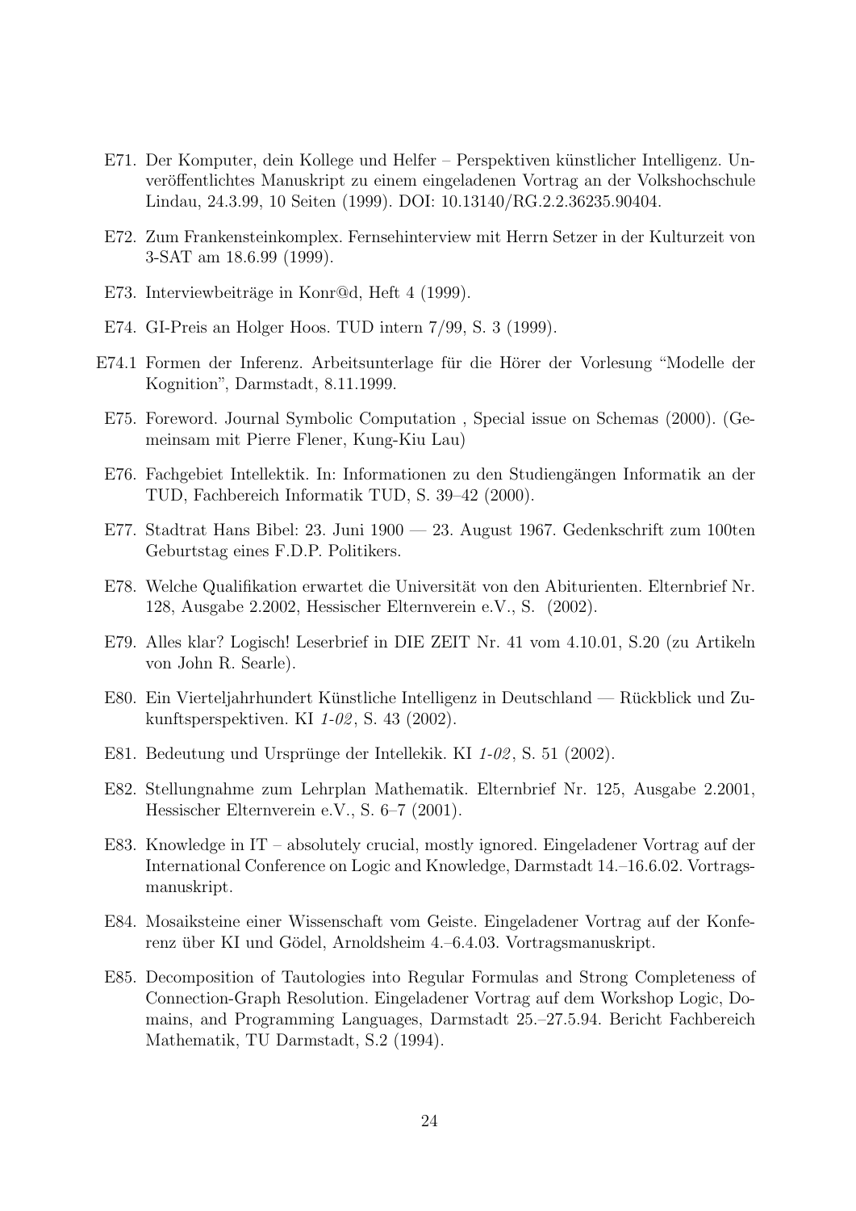E71. Der Komputer, dein Kollege und Helfer – Perspektiven künstlicher Intelligenz. Unveröffentlichtes Manuskript zu einem eingeladenen Vortrag an der Volkshochschule Lindau, 24.3.99, 10 Seiten (1999). DOI: 10.13140/RG.2.2.36235.90404.

E72. Zum Frankensteinkomplex. Fernsehinterview mit Herrn Setzer in der Kulturzeit von 3-SAT am 18.6.99 (1999).

E73. Interviewbeiträge in Konr@d, Heft 4 (1999).

E74. GI-Preis an Holger Hoos. TUD intern 7/99, S. 3 (1999).

E74.1 Formen der Inferenz. Arbeitsunterlage für die Hörer der Vorlesung "Modelle der Kognition", Darmstadt, 8.11.1999.

E75. Foreword. Journal Symbolic Computation , Special issue on Schemas (2000). (Gemeinsam mit Pierre Flener, Kung-Kiu Lau)

E76. Fachgebiet Intellektik. In: Informationen zu den Studiengängen Informatik an der TUD, Fachbereich Informatik TUD, S. 39–42 (2000).

E77. Stadtrat Hans Bibel: 23. Juni 1900 — 23. August 1967. Gedenkschrift zum 100ten Geburtstag eines F.D.P. Politikers.

E78. Welche Qualifikation erwartet die Universität von den Abiturienten. Elternbrief Nr. 128, Ausgabe 2.2002, Hessischer Elternverein e.V., S. (2002).

E79. Alles klar? Logisch! Leserbrief in DIE ZEIT Nr. 41 vom 4.10.01, S.20 (zu Artikeln von John R. Searle).

E80. Ein Vierteljahrhundert Künstliche Intelligenz in Deutschland — Rückblick und Zukunftsperspektiven. KI *1-02*, S. 43 (2002).

E81. Bedeutung und Ursprünge der Intellekik. KI *1-02*, S. 51 (2002).

E82. Stellungnahme zum Lehrplan Mathematik. Elternbrief Nr. 125, Ausgabe 2.2001, Hessischer Elternverein e.V., S. 6–7 (2001).

E83. Knowledge in IT – absolutely crucial, mostly ignored. Eingeladener Vortrag auf der International Conference on Logic and Knowledge, Darmstadt 14.–16.6.02. Vortragsmanuskript.

E84. Mosaiksteine einer Wissenschaft vom Geiste. Eingeladener Vortrag auf der Konferenz über KI und Gödel, Arnoldsheim 4.–6.4.03. Vortragsmanuskript.

E85. Decomposition of Tautologies into Regular Formulas and Strong Completeness of Connection-Graph Resolution. Eingeladener Vortrag auf dem Workshop Logic, Domains, and Programming Languages, Darmstadt 25.–27.5.94. Bericht Fachbereich Mathematik, TU Darmstadt, S.2 (1994).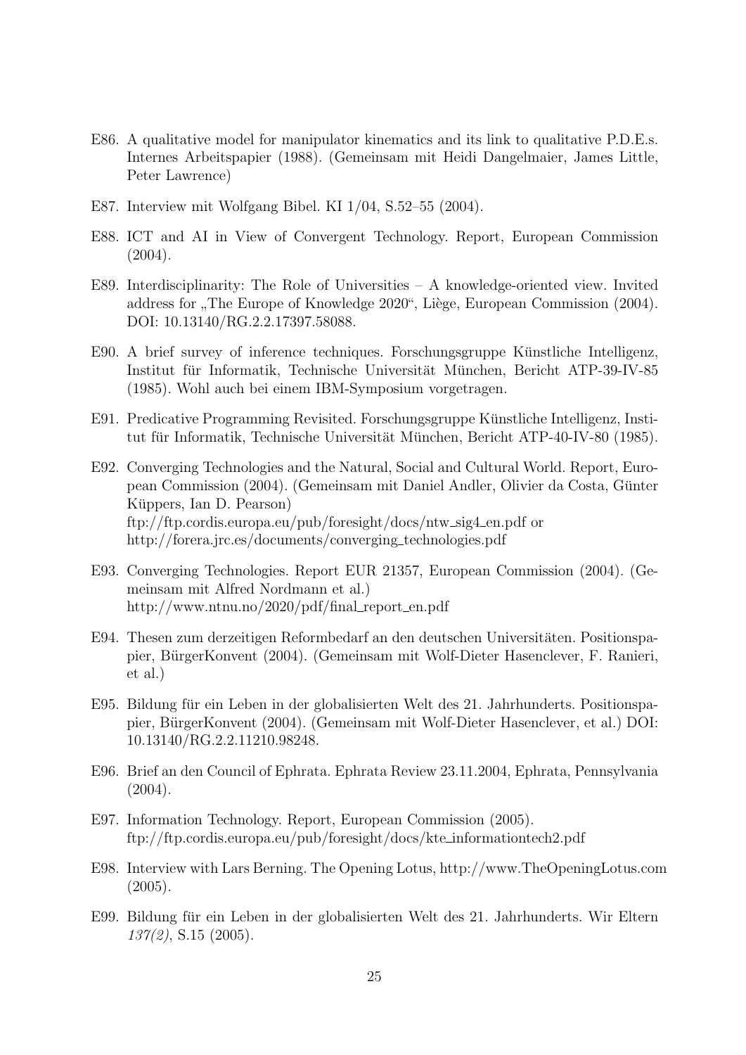E86. A qualitative model for manipulator kinematics and its link to qualitative P.D.E.s. Internes Arbeitspapier (1988). (Gemeinsam mit Heidi Dangelmaier, James Little, Peter Lawrence)

E87. Interview mit Wolfgang Bibel. KI 1/04, S.52–55 (2004).

E88. ICT and AI in View of Convergent Technology. Report, European Commission (2004).

E89. Interdisciplinarity: The Role of Universities – A knowledge-oriented view. Invited address for „The Europe of Knowledge 2020“, Liège, European Commission (2004). DOI: 10.13140/RG.2.2.17397.58088.

E90. A brief survey of inference techniques. Forschungsgruppe Künstliche Intelligenz, Institut für Informatik, Technische Universität München, Bericht ATP-39-IV-85 (1985). Wohl auch bei einem IBM-Symposium vorgetragen.

E91. Predicative Programming Revisited. Forschungsgruppe Künstliche Intelligenz, Institut für Informatik, Technische Universität München, Bericht ATP-40-IV-80 (1985).

E92. Converging Technologies and the Natural, Social and Cultural World. Report, European Commission (2004). (Gemeinsam mit Daniel Andler, Olivier da Costa, Günter Küppers, Ian D. Pearson)
ftp://ftp.cordis.europa.eu/pub/foresight/docs/ntw_sig4_en.pdf or
http://forera.jrc.es/documents/converging_technologies.pdf

E93. Converging Technologies. Report EUR 21357, European Commission (2004). (Gemeinsam mit Alfred Nordmann et al.)
http://www.ntnu.no/2020/pdf/final_report_en.pdf

E94. Thesen zum derzeitigen Reformbedarf an den deutschen Universitäten. Positionspapier, BürgerKonvent (2004). (Gemeinsam mit Wolf-Dieter Hasenclever, F. Ranieri, et al.)

E95. Bildung für ein Leben in der globalisierten Welt des 21. Jahrhunderts. Positionspapier, BürgerKonvent (2004). (Gemeinsam mit Wolf-Dieter Hasenclever, et al.) DOI: 10.13140/RG.2.2.11210.98248.

E96. Brief an den Council of Ephrata. Ephrata Review 23.11.2004, Ephrata, Pennsylvania (2004).

E97. Information Technology. Report, European Commission (2005).
ftp://ftp.cordis.europa.eu/pub/foresight/docs/kte_informationtech2.pdf

E98. Interview with Lars Berning. The Opening Lotus, http://www.TheOpeningLotus.com (2005).

E99. Bildung für ein Leben in der globalisierten Welt des 21. Jahrhunderts. Wir Eltern *137(2)*, S.15 (2005).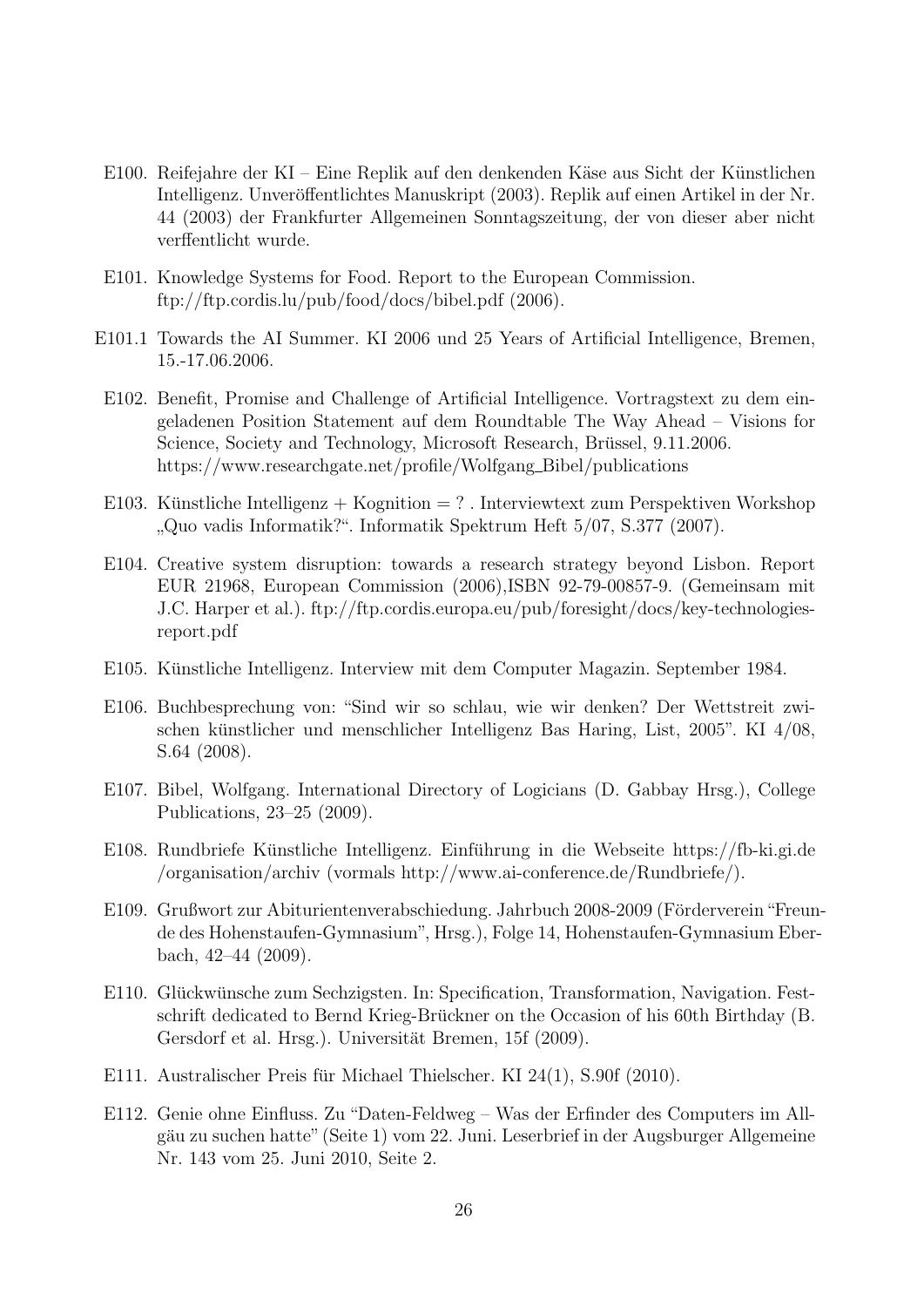E100. Reifejahre der KI – Eine Replik auf den denkenden Käse aus Sicht der Künstlichen Intelligenz. Unveröffentlichtes Manuskript (2003). Replik auf einen Artikel in der Nr. 44 (2003) der Frankfurter Allgemeinen Sonntagszeitung, der von dieser aber nicht verffentlicht wurde.

E101. Knowledge Systems for Food. Report to the European Commission. ftp://ftp.cordis.lu/pub/food/docs/bibel.pdf (2006).

E101.1 Towards the AI Summer. KI 2006 und 25 Years of Artificial Intelligence, Bremen, 15.-17.06.2006.

E102. Benefit, Promise and Challenge of Artificial Intelligence. Vortragstext zu dem eingeladenen Position Statement auf dem Roundtable The Way Ahead – Visions for Science, Society and Technology, Microsoft Research, Brüssel, 9.11.2006. https://www.researchgate.net/profile/Wolfgang_Bibel/publications

E103. Künstliche Intelligenz + Kognition = ? . Interviewtext zum Perspektiven Workshop „Quo vadis Informatik?“. Informatik Spektrum Heft 5/07, S.377 (2007).

E104. Creative system disruption: towards a research strategy beyond Lisbon. Report EUR 21968, European Commission (2006),ISBN 92-79-00857-9. (Gemeinsam mit J.C. Harper et al.). ftp://ftp.cordis.europa.eu/pub/foresight/docs/key-technologies-report.pdf

E105. Künstliche Intelligenz. Interview mit dem Computer Magazin. September 1984.

E106. Buchbesprechung von: "Sind wir so schlau, wie wir denken? Der Wettstreit zwischen künstlicher und menschlicher Intelligenz Bas Haring, List, 2005". KI 4/08, S.64 (2008).

E107. Bibel, Wolfgang. International Directory of Logicians (D. Gabbay Hrsg.), College Publications, 23–25 (2009).

E108. Rundbriefe Künstliche Intelligenz. Einführung in die Webseite https://fb-ki.gi.de /organisation/archiv (vormals http://www.ai-conference.de/Rundbriefe/).

E109. Grußwort zur Abiturientenverabschiedung. Jahrbuch 2008-2009 (Förderverein "Freunde des Hohenstaufen-Gymnasium", Hrsg.), Folge 14, Hohenstaufen-Gymnasium Eberbach, 42–44 (2009).

E110. Glückwünsche zum Sechzigsten. In: Specification, Transformation, Navigation. Festschrift dedicated to Bernd Krieg-Brückner on the Occasion of his 60th Birthday (B. Gersdorf et al. Hrsg.). Universität Bremen, 15f (2009).

E111. Australischer Preis für Michael Thielscher. KI 24(1), S.90f (2010).

E112. Genie ohne Einfluss. Zu "Daten-Feldweg – Was der Erfinder des Computers im Allgäu zu suchen hatte" (Seite 1) vom 22. Juni. Leserbrief in der Augsburger Allgemeine Nr. 143 vom 25. Juni 2010, Seite 2.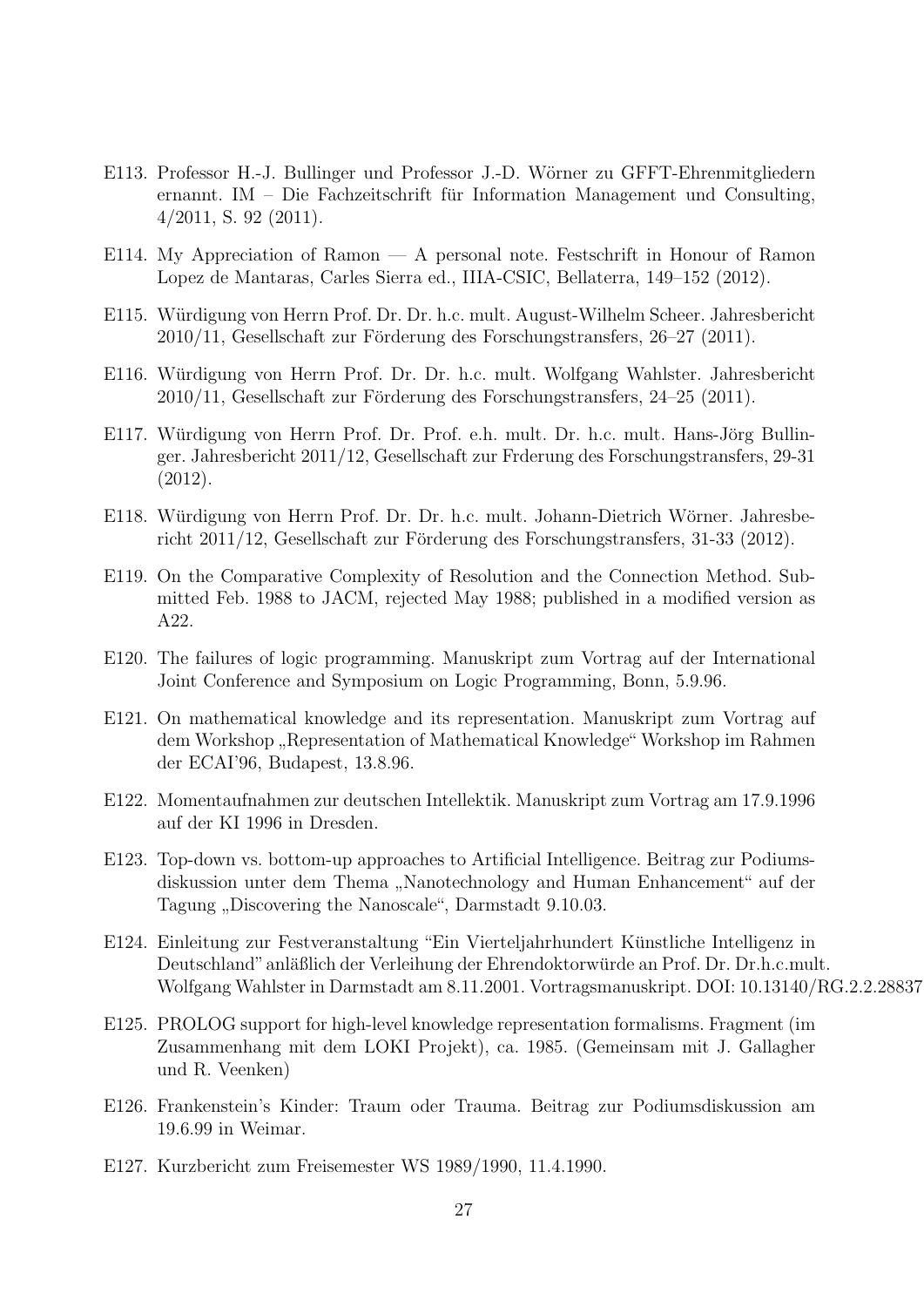E113. Professor H.-J. Bullinger und Professor J.-D. Wörner zu GFFT-Ehrenmitgliedern ernannt. IM – Die Fachzeitschrift für Information Management und Consulting, 4/2011, S. 92 (2011).

E114. My Appreciation of Ramon — A personal note. Festschrift in Honour of Ramon Lopez de Mantaras, Carles Sierra ed., IIIA-CSIC, Bellaterra, 149–152 (2012).

E115. Würdigung von Herrn Prof. Dr. Dr. h.c. mult. August-Wilhelm Scheer. Jahresbericht 2010/11, Gesellschaft zur Förderung des Forschungstransfers, 26–27 (2011).

E116. Würdigung von Herrn Prof. Dr. Dr. h.c. mult. Wolfgang Wahlster. Jahresbericht 2010/11, Gesellschaft zur Förderung des Forschungstransfers, 24–25 (2011).

E117. Würdigung von Herrn Prof. Dr. Prof. e.h. mult. Dr. h.c. mult. Hans-Jörg Bullinger. Jahresbericht 2011/12, Gesellschaft zur Frderung des Forschungstransfers, 29-31 (2012).

E118. Würdigung von Herrn Prof. Dr. Dr. h.c. mult. Johann-Dietrich Wörner. Jahresbericht 2011/12, Gesellschaft zur Förderung des Forschungstransfers, 31-33 (2012).

E119. On the Comparative Complexity of Resolution and the Connection Method. Submitted Feb. 1988 to JACM, rejected May 1988; published in a modified version as A22.

E120. The failures of logic programming. Manuskript zum Vortrag auf der International Joint Conference and Symposium on Logic Programming, Bonn, 5.9.96.

E121. On mathematical knowledge and its representation. Manuskript zum Vortrag auf dem Workshop „Representation of Mathematical Knowledge“ Workshop im Rahmen der ECAI'96, Budapest, 13.8.96.

E122. Momentaufnahmen zur deutschen Intellektik. Manuskript zum Vortrag am 17.9.1996 auf der KI 1996 in Dresden.

E123. Top-down vs. bottom-up approaches to Artificial Intelligence. Beitrag zur Podiumsdiskussion unter dem Thema „Nanotechnology and Human Enhancement“ auf der Tagung „Discovering the Nanoscale“, Darmstadt 9.10.03.

E124. Einleitung zur Festveranstaltung "Ein Vierteljahrhundert Künstliche Intelligenz in Deutschland" anläßlich der Verleihung der Ehrendoktorwürde an Prof. Dr. Dr.h.c.mult. Wolfgang Wahlster in Darmstadt am 8.11.2001. Vortragsmanuskript. DOI: 10.13140/RG.2.2.28837

E125. PROLOG support for high-level knowledge representation formalisms. Fragment (im Zusammenhang mit dem LOKI Projekt), ca. 1985. (Gemeinsam mit J. Gallagher und R. Veenken)

E126. Frankenstein's Kinder: Traum oder Trauma. Beitrag zur Podiumsdiskussion am 19.6.99 in Weimar.

E127. Kurzbericht zum Freisemester WS 1989/1990, 11.4.1990.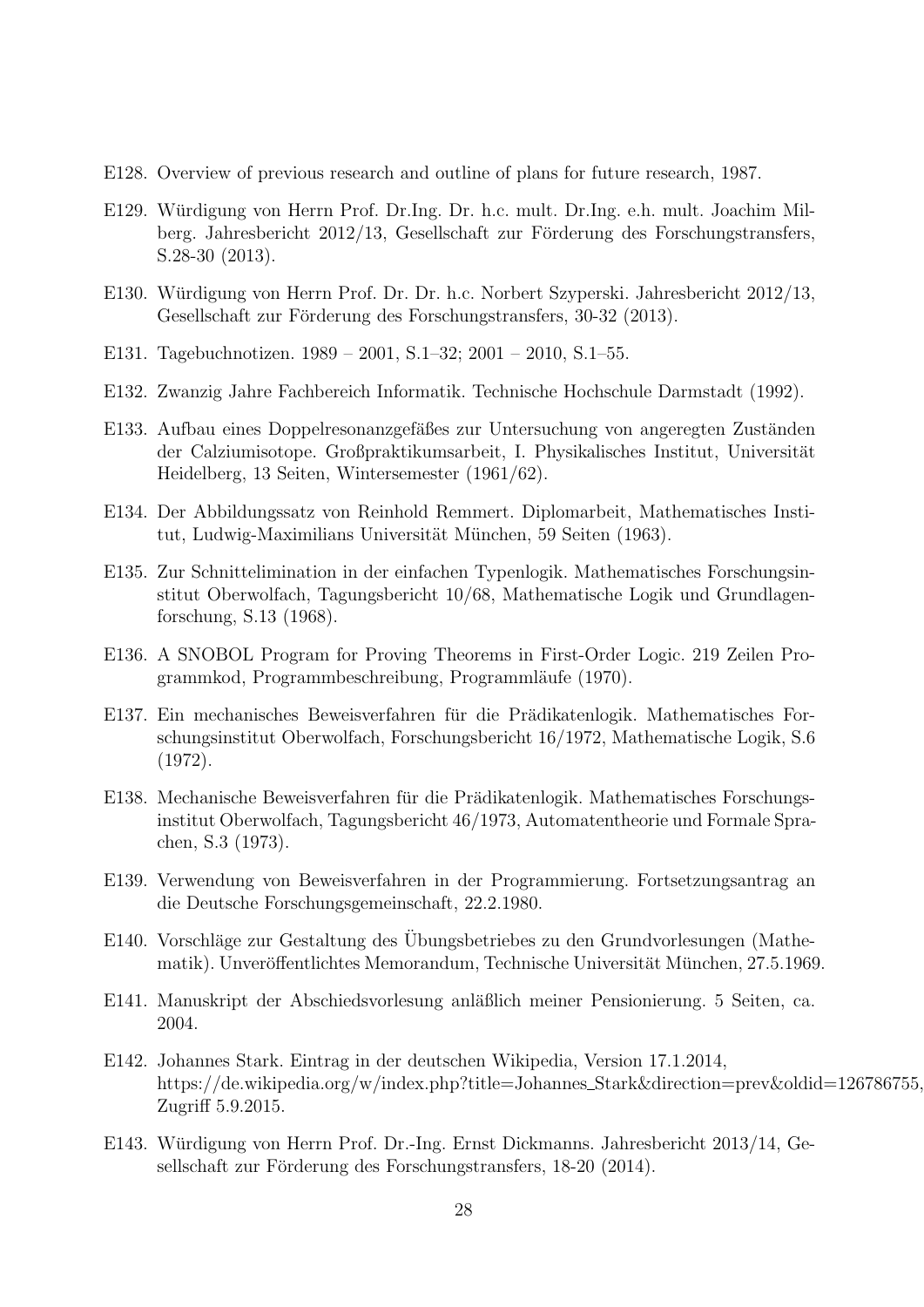E128. Overview of previous research and outline of plans for future research, 1987.

E129. Würdigung von Herrn Prof. Dr.Ing. Dr. h.c. mult. Dr.Ing. e.h. mult. Joachim Milberg. Jahresbericht 2012/13, Gesellschaft zur Förderung des Forschungstransfers, S.28-30 (2013).

E130. Würdigung von Herrn Prof. Dr. Dr. h.c. Norbert Szyperski. Jahresbericht 2012/13, Gesellschaft zur Förderung des Forschungstransfers, 30-32 (2013).

E131. Tagebuchnotizen. 1989 – 2001, S.1–32; 2001 – 2010, S.1–55.

E132. Zwanzig Jahre Fachbereich Informatik. Technische Hochschule Darmstadt (1992).

E133. Aufbau eines Doppelresonanzgefäßes zur Untersuchung von angeregten Zuständen der Calziumisotope. Großpraktikumsarbeit, I. Physikalisches Institut, Universität Heidelberg, 13 Seiten, Wintersemester (1961/62).

E134. Der Abbildungssatz von Reinhold Remmert. Diplomarbeit, Mathematisches Institut, Ludwig-Maximilians Universität München, 59 Seiten (1963).

E135. Zur Schnittelimination in der einfachen Typenlogik. Mathematisches Forschungsinstitut Oberwolfach, Tagungsbericht 10/68, Mathematische Logik und Grundlagenforschung, S.13 (1968).

E136. A SNOBOL Program for Proving Theorems in First-Order Logic. 219 Zeilen Programmkod, Programmbeschreibung, Programmläufe (1970).

E137. Ein mechanisches Beweisverfahren für die Prädikatenlogik. Mathematisches Forschungsinstitut Oberwolfach, Forschungsbericht 16/1972, Mathematische Logik, S.6 (1972).

E138. Mechanische Beweisverfahren für die Prädikatenlogik. Mathematisches Forschungsinstitut Oberwolfach, Tagungsbericht 46/1973, Automatentheorie und Formale Sprachen, S.3 (1973).

E139. Verwendung von Beweisverfahren in der Programmierung. Fortsetzungsantrag an die Deutsche Forschungsgemeinschaft, 22.2.1980.

E140. Vorschläge zur Gestaltung des Übungsbetriebes zu den Grundvorlesungen (Mathematik). Unveröffentlichtes Memorandum, Technische Universität München, 27.5.1969.

E141. Manuskript der Abschiedsvorlesung anläßlich meiner Pensionierung. 5 Seiten, ca. 2004.

E142. Johannes Stark. Eintrag in der deutschen Wikipedia, Version 17.1.2014, https://de.wikipedia.org/w/index.php?title=Johannes_Stark&direction=prev&oldid=126786755, Zugriff 5.9.2015.

E143. Würdigung von Herrn Prof. Dr.-Ing. Ernst Dickmanns. Jahresbericht 2013/14, Gesellschaft zur Förderung des Forschungstransfers, 18-20 (2014).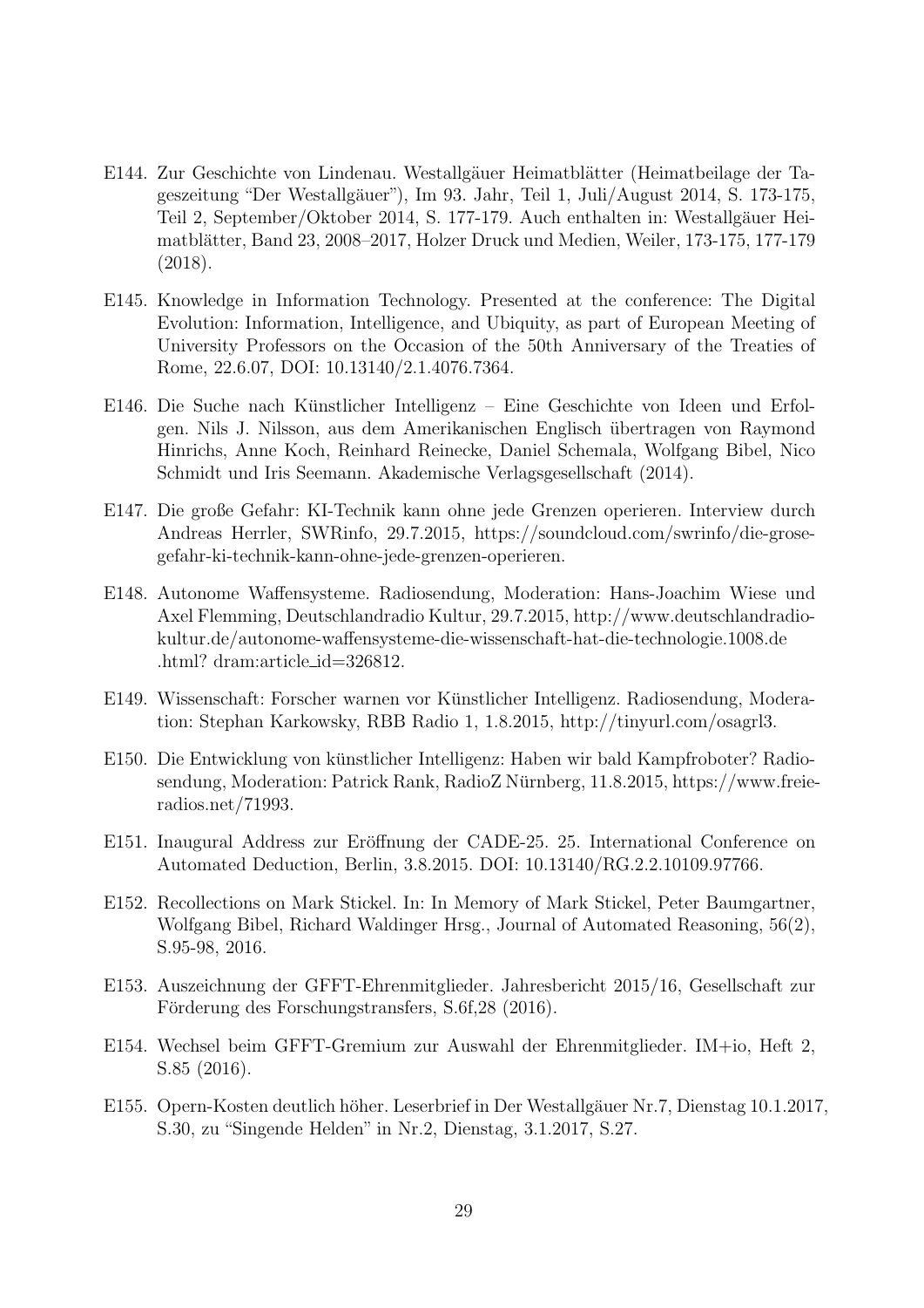E144. Zur Geschichte von Lindenau. Westallgäuer Heimatblätter (Heimatbeilage der Tageszeitung "Der Westallgäuer"), Im 93. Jahr, Teil 1, Juli/August 2014, S. 173-175, Teil 2, September/Oktober 2014, S. 177-179. Auch enthalten in: Westallgäuer Heimatblätter, Band 23, 2008–2017, Holzer Druck und Medien, Weiler, 173-175, 177-179 (2018).

E145. Knowledge in Information Technology. Presented at the conference: The Digital Evolution: Information, Intelligence, and Ubiquity, as part of European Meeting of University Professors on the Occasion of the 50th Anniversary of the Treaties of Rome, 22.6.07, DOI: 10.13140/2.1.4076.7364.

E146. Die Suche nach Künstlicher Intelligenz – Eine Geschichte von Ideen und Erfolgen. Nils J. Nilsson, aus dem Amerikanischen Englisch übertragen von Raymond Hinrichs, Anne Koch, Reinhard Reinecke, Daniel Schemala, Wolfgang Bibel, Nico Schmidt und Iris Seemann. Akademische Verlagsgesellschaft (2014).

E147. Die große Gefahr: KI-Technik kann ohne jede Grenzen operieren. Interview durch Andreas Herrler, SWRinfo, 29.7.2015, https://soundcloud.com/swrinfo/die-grose-gefahr-ki-technik-kann-ohne-jede-grenzen-operieren.

E148. Autonome Waffensysteme. Radiosendung, Moderation: Hans-Joachim Wiese und Axel Flemming, Deutschlandradio Kultur, 29.7.2015, http://www.deutschlandradiokultur.de/autonome-waffensysteme-die-wissenschaft-hat-die-technologie.1008.de .html? dram:article_id=326812.

E149. Wissenschaft: Forscher warnen vor Künstlicher Intelligenz. Radiosendung, Moderation: Stephan Karkowsky, RBB Radio 1, 1.8.2015, http://tinyurl.com/osagrl3.

E150. Die Entwicklung von künstlicher Intelligenz: Haben wir bald Kampfroboter? Radiosendung, Moderation: Patrick Rank, RadioZ Nürnberg, 11.8.2015, https://www.freie-radios.net/71993.

E151. Inaugural Address zur Eröffnung der CADE-25. 25. International Conference on Automated Deduction, Berlin, 3.8.2015. DOI: 10.13140/RG.2.2.10109.97766.

E152. Recollections on Mark Stickel. In: In Memory of Mark Stickel, Peter Baumgartner, Wolfgang Bibel, Richard Waldinger Hrsg., Journal of Automated Reasoning, 56(2), S.95-98, 2016.

E153. Auszeichnung der GFFT-Ehrenmitglieder. Jahresbericht 2015/16, Gesellschaft zur Förderung des Forschungstransfers, S.6f,28 (2016).

E154. Wechsel beim GFFT-Gremium zur Auswahl der Ehrenmitglieder. IM+io, Heft 2, S.85 (2016).

E155. Opern-Kosten deutlich höher. Leserbrief in Der Westallgäuer Nr.7, Dienstag 10.1.2017, S.30, zu "Singende Helden" in Nr.2, Dienstag, 3.1.2017, S.27.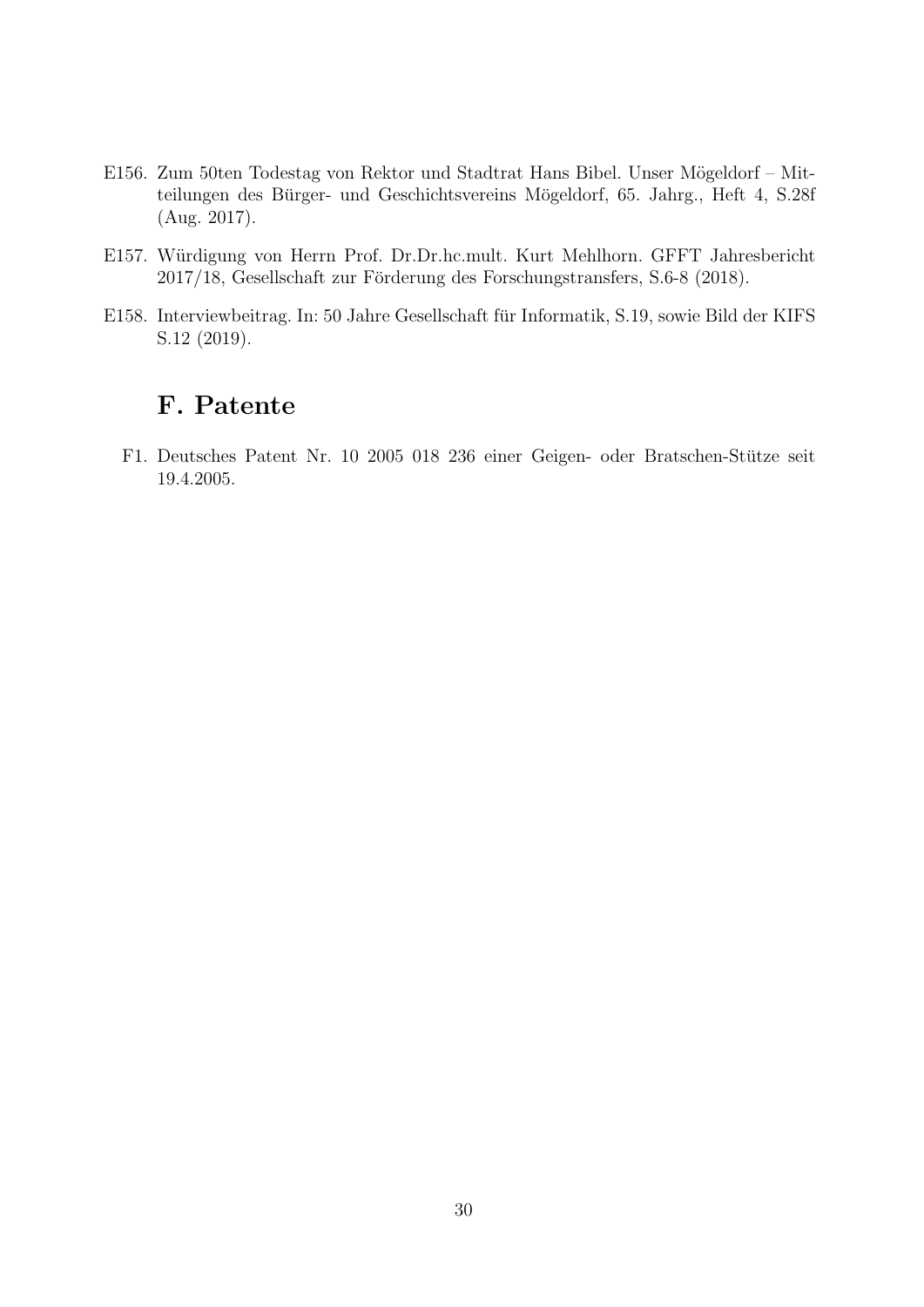E156. Zum 50ten Todestag von Rektor und Stadtrat Hans Bibel. Unser Mögeldorf – Mitteilungen des Bürger- und Geschichtsvereins Mögeldorf, 65. Jahrg., Heft 4, S.28f (Aug. 2017).

E157. Würdigung von Herrn Prof. Dr.Dr.hc.mult. Kurt Mehlhorn. GFFT Jahresbericht 2017/18, Gesellschaft zur Förderung des Forschungstransfers, S.6-8 (2018).

E158. Interviewbeitrag. In: 50 Jahre Gesellschaft für Informatik, S.19, sowie Bild der KIFS S.12 (2019).

## F. Patente

F1. Deutsches Patent Nr. 10 2005 018 236 einer Geigen- oder Bratschen-Stütze seit 19.4.2005.